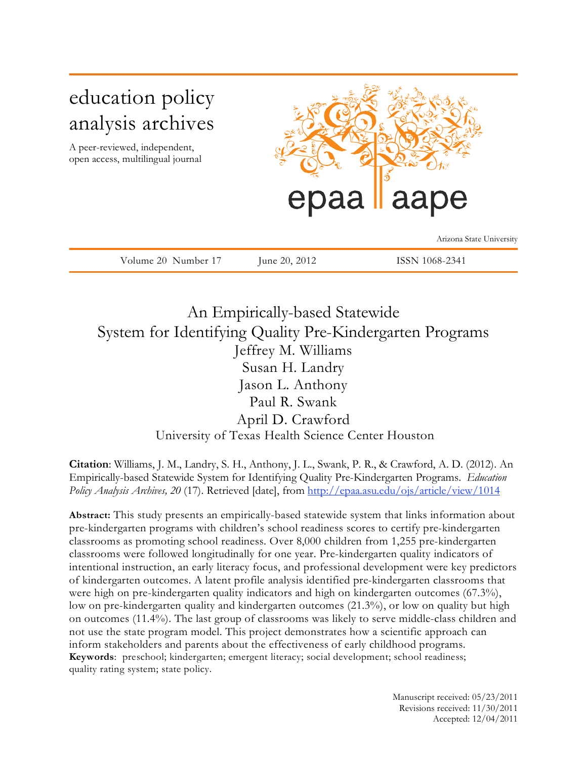education policy analysis archives

A peer-reviewed, independent, open access, multilingual journal

epaa aape

Arizona State University

Volume 20 Number 17 June 20, 2012 ISSN 1068-2341

# An Empirically-based Statewide System for Identifying Quality Pre-Kindergarten Programs

Jeffrey M. Williams
Susan H. Landry
Jason L. Anthony
Paul R. Swank
April D. Crawford
University of Texas Health Science Center Houston

**Citation**: Williams, J. M., Landry, S. H., Anthony, J. L., Swank, P. R., & Crawford, A. D. (2012). An Empirically-based Statewide System for Identifying Quality Pre-Kindergarten Programs. *Education Policy Analysis Archives, 20* (17). Retrieved [date], from http://epaa.asu.edu/ojs/article/view/1014

**Abstract:** This study presents an empirically-based statewide system that links information about pre-kindergarten programs with children's school readiness scores to certify pre-kindergarten classrooms as promoting school readiness. Over 8,000 children from 1,255 pre-kindergarten classrooms were followed longitudinally for one year. Pre-kindergarten quality indicators of intentional instruction, an early literacy focus, and professional development were key predictors of kindergarten outcomes. A latent profile analysis identified pre-kindergarten classrooms that were high on pre-kindergarten quality indicators and high on kindergarten outcomes (67.3%), low on pre-kindergarten quality and kindergarten outcomes (21.3%), or low on quality but high on outcomes (11.4%). The last group of classrooms was likely to serve middle-class children and not use the state program model. This project demonstrates how a scientific approach can inform stakeholders and parents about the effectiveness of early childhood programs.
**Keywords**: preschool; kindergarten; emergent literacy; social development; school readiness; quality rating system; state policy.

Manuscript received: 05/23/2011
Revisions received: 11/30/2011
Accepted: 12/04/2011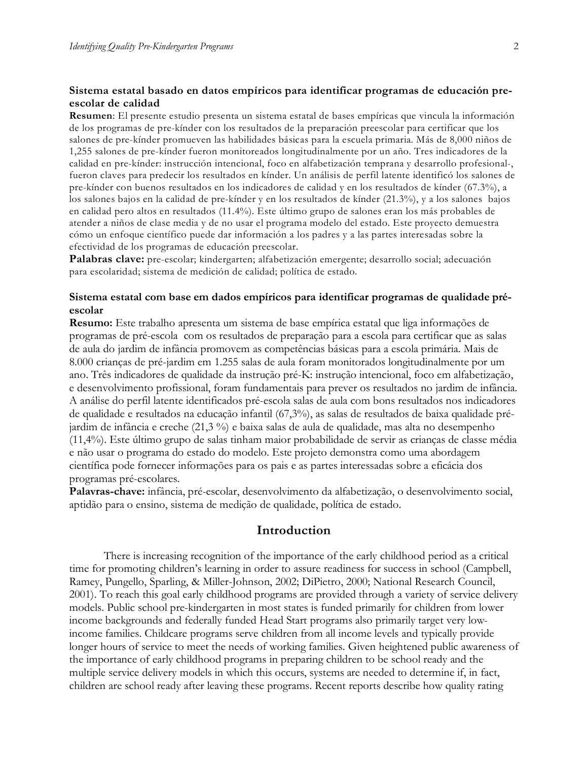**Sistema estatal basado en datos empíricos para identificar programas de educación pre-escolar de calidad**

**Resumen**: El presente estudio presenta un sistema estatal de bases empíricas que vincula la información de los programas de pre-kínder con los resultados de la preparación preescolar para certificar que los salones de pre-kínder promueven las habilidades básicas para la escuela primaria. Más de 8,000 niños de 1,255 salones de pre-kínder fueron monitoreados longitudinalmente por un año. Tres indicadores de la calidad en pre-kínder: instrucción intencional, foco en alfabetización temprana y desarrollo profesional-, fueron claves para predecir los resultados en kínder. Un análisis de perfil latente identificó los salones de pre-kínder con buenos resultados en los indicadores de calidad y en los resultados de kínder (67.3%), a los salones bajos en la calidad de pre-kínder y en los resultados de kínder (21.3%), y a los salones bajos en calidad pero altos en resultados (11.4%). Este último grupo de salones eran los más probables de atender a niños de clase media y de no usar el programa modelo del estado. Este proyecto demuestra cómo un enfoque científico puede dar información a los padres y a las partes interesadas sobre la efectividad de los programas de educación preescolar.

**Palabras clave:** pre-escolar; kindergarten; alfabetización emergente; desarrollo social; adecuación para escolaridad; sistema de medición de calidad; política de estado.

**Sistema estatal com base em dados empíricos para identificar programas de qualidade pré-escolar**

**Resumo:** Este trabalho apresenta um sistema de base empírica estatal que liga informações de programas de pré-escola com os resultados de preparação para a escola para certificar que as salas de aula do jardim de infância promovem as competências básicas para a escola primária. Mais de 8.000 crianças de pré-jardim em 1.255 salas de aula foram monitorados longitudinalmente por um ano. Três indicadores de qualidade da instrução pré-K: instrução intencional, foco em alfabetização, e desenvolvimento profissional, foram fundamentais para prever os resultados no jardim de infância. A análise do perfil latente identificados pré-escola salas de aula com bons resultados nos indicadores de qualidade e resultados na educação infantil (67,3%), as salas de resultados de baixa qualidade pré-jardim de infância e creche (21,3 %) e baixa salas de aula de qualidade, mas alta no desempenho (11,4%). Este último grupo de salas tinham maior probabilidade de servir as crianças de classe média e não usar o programa do estado do modelo. Este projeto demonstra como uma abordagem científica pode fornecer informações para os pais e as partes interessadas sobre a eficácia dos programas pré-escolares.

**Palavras-chave:** infância, pré-escolar, desenvolvimento da alfabetização, o desenvolvimento social, aptidão para o ensino, sistema de medição de qualidade, política de estado.

## Introduction

There is increasing recognition of the importance of the early childhood period as a critical time for promoting children's learning in order to assure readiness for success in school (Campbell, Ramey, Pungello, Sparling, & Miller-Johnson, 2002; DiPietro, 2000; National Research Council, 2001). To reach this goal early childhood programs are provided through a variety of service delivery models. Public school pre-kindergarten in most states is funded primarily for children from lower income backgrounds and federally funded Head Start programs also primarily target very low-income families. Childcare programs serve children from all income levels and typically provide longer hours of service to meet the needs of working families. Given heightened public awareness of the importance of early childhood programs in preparing children to be school ready and the multiple service delivery models in which this occurs, systems are needed to determine if, in fact, children are school ready after leaving these programs. Recent reports describe how quality rating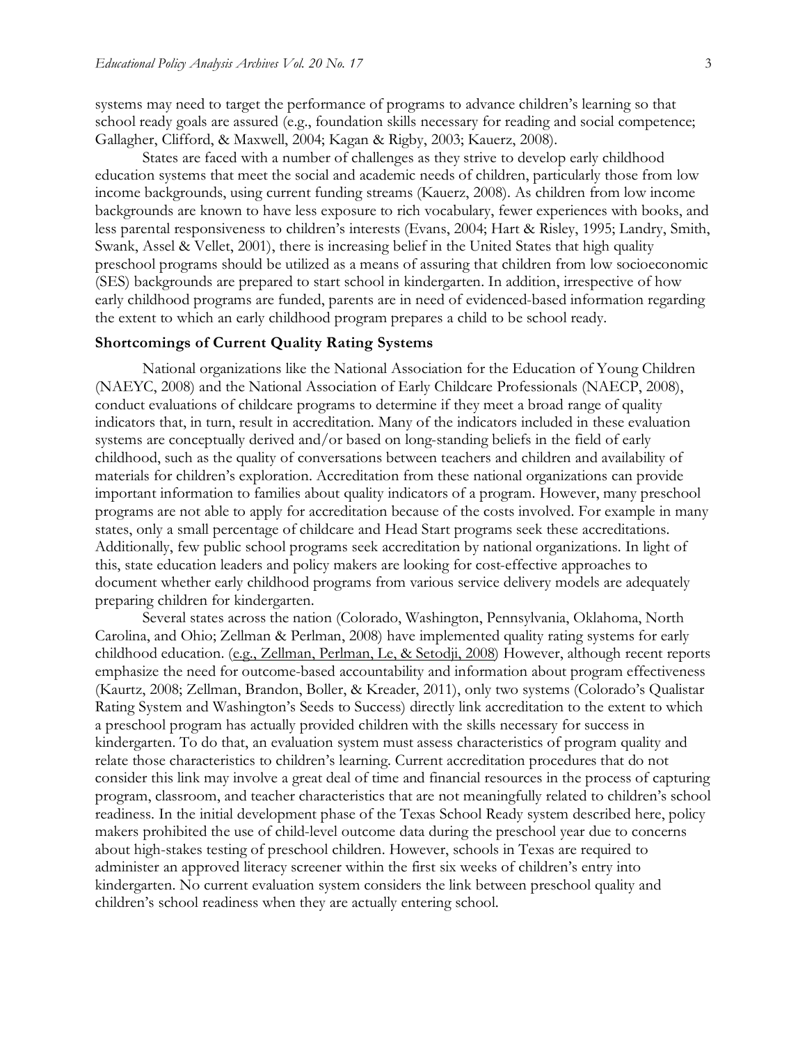systems may need to target the performance of programs to advance children's learning so that school ready goals are assured (e.g., foundation skills necessary for reading and social competence; Gallagher, Clifford, & Maxwell, 2004; Kagan & Rigby, 2003; Kauerz, 2008).

States are faced with a number of challenges as they strive to develop early childhood education systems that meet the social and academic needs of children, particularly those from low income backgrounds, using current funding streams (Kauerz, 2008). As children from low income backgrounds are known to have less exposure to rich vocabulary, fewer experiences with books, and less parental responsiveness to children's interests (Evans, 2004; Hart & Risley, 1995; Landry, Smith, Swank, Assel & Vellet, 2001), there is increasing belief in the United States that high quality preschool programs should be utilized as a means of assuring that children from low socioeconomic (SES) backgrounds are prepared to start school in kindergarten. In addition, irrespective of how early childhood programs are funded, parents are in need of evidenced-based information regarding the extent to which an early childhood program prepares a child to be school ready.

### Shortcomings of Current Quality Rating Systems

National organizations like the National Association for the Education of Young Children (NAEYC, 2008) and the National Association of Early Childcare Professionals (NAECP, 2008), conduct evaluations of childcare programs to determine if they meet a broad range of quality indicators that, in turn, result in accreditation. Many of the indicators included in these evaluation systems are conceptually derived and/or based on long-standing beliefs in the field of early childhood, such as the quality of conversations between teachers and children and availability of materials for children's exploration. Accreditation from these national organizations can provide important information to families about quality indicators of a program. However, many preschool programs are not able to apply for accreditation because of the costs involved. For example in many states, only a small percentage of childcare and Head Start programs seek these accreditations. Additionally, few public school programs seek accreditation by national organizations. In light of this, state education leaders and policy makers are looking for cost-effective approaches to document whether early childhood programs from various service delivery models are adequately preparing children for kindergarten.

Several states across the nation (Colorado, Washington, Pennsylvania, Oklahoma, North Carolina, and Ohio; Zellman & Perlman, 2008) have implemented quality rating systems for early childhood education. (e.g., Zellman, Perlman, Le, & Setodji, 2008) However, although recent reports emphasize the need for outcome-based accountability and information about program effectiveness (Kaurtz, 2008; Zellman, Brandon, Boller, & Kreader, 2011), only two systems (Colorado's Qualistar Rating System and Washington's Seeds to Success) directly link accreditation to the extent to which a preschool program has actually provided children with the skills necessary for success in kindergarten. To do that, an evaluation system must assess characteristics of program quality and relate those characteristics to children's learning. Current accreditation procedures that do not consider this link may involve a great deal of time and financial resources in the process of capturing program, classroom, and teacher characteristics that are not meaningfully related to children's school readiness. In the initial development phase of the Texas School Ready system described here, policy makers prohibited the use of child-level outcome data during the preschool year due to concerns about high-stakes testing of preschool children. However, schools in Texas are required to administer an approved literacy screener within the first six weeks of children's entry into kindergarten. No current evaluation system considers the link between preschool quality and children's school readiness when they are actually entering school.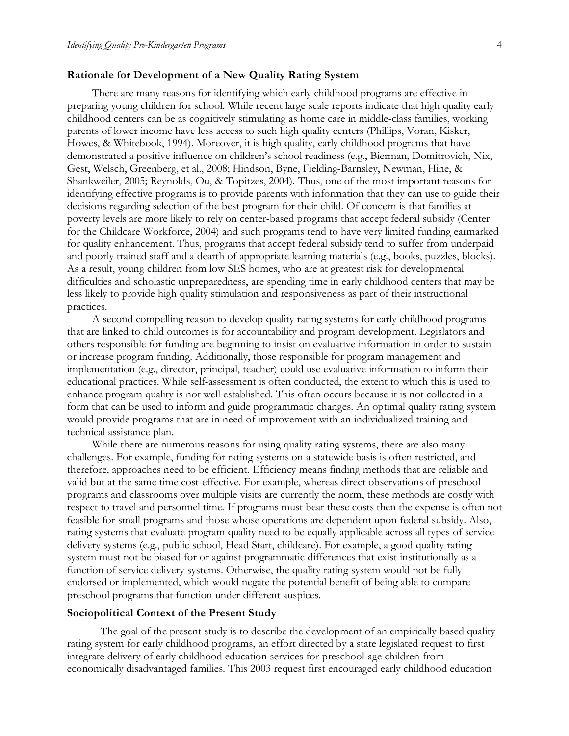## Rationale for Development of a New Quality Rating System

There are many reasons for identifying which early childhood programs are effective in preparing young children for school. While recent large scale reports indicate that high quality early childhood centers can be as cognitively stimulating as home care in middle-class families, working parents of lower income have less access to such high quality centers (Phillips, Voran, Kisker, Howes, & Whitebook, 1994). Moreover, it is high quality, early childhood programs that have demonstrated a positive influence on children's school readiness (e.g., Bierman, Domitrovich, Nix, Gest, Welsch, Greenberg, et al., 2008; Hindson, Byne, Fielding-Barnsley, Newman, Hine, & Shankweiler, 2005; Reynolds, Ou, & Topitzes, 2004). Thus, one of the most important reasons for identifying effective programs is to provide parents with information that they can use to guide their decisions regarding selection of the best program for their child. Of concern is that families at poverty levels are more likely to rely on center-based programs that accept federal subsidy (Center for the Childcare Workforce, 2004) and such programs tend to have very limited funding earmarked for quality enhancement. Thus, programs that accept federal subsidy tend to suffer from underpaid and poorly trained staff and a dearth of appropriate learning materials (e.g., books, puzzles, blocks). As a result, young children from low SES homes, who are at greatest risk for developmental difficulties and scholastic unpreparedness, are spending time in early childhood centers that may be less likely to provide high quality stimulation and responsiveness as part of their instructional practices.

A second compelling reason to develop quality rating systems for early childhood programs that are linked to child outcomes is for accountability and program development. Legislators and others responsible for funding are beginning to insist on evaluative information in order to sustain or increase program funding. Additionally, those responsible for program management and implementation (e.g., director, principal, teacher) could use evaluative information to inform their educational practices. While self-assessment is often conducted, the extent to which this is used to enhance program quality is not well established. This often occurs because it is not collected in a form that can be used to inform and guide programmatic changes. An optimal quality rating system would provide programs that are in need of improvement with an individualized training and technical assistance plan.

While there are numerous reasons for using quality rating systems, there are also many challenges. For example, funding for rating systems on a statewide basis is often restricted, and therefore, approaches need to be efficient. Efficiency means finding methods that are reliable and valid but at the same time cost-effective. For example, whereas direct observations of preschool programs and classrooms over multiple visits are currently the norm, these methods are costly with respect to travel and personnel time. If programs must bear these costs then the expense is often not feasible for small programs and those whose operations are dependent upon federal subsidy. Also, rating systems that evaluate program quality need to be equally applicable across all types of service delivery systems (e.g., public school, Head Start, childcare). For example, a good quality rating system must not be biased for or against programmatic differences that exist institutionally as a function of service delivery systems. Otherwise, the quality rating system would not be fully endorsed or implemented, which would negate the potential benefit of being able to compare preschool programs that function under different auspices.

## Sociopolitical Context of the Present Study

The goal of the present study is to describe the development of an empirically-based quality rating system for early childhood programs, an effort directed by a state legislated request to first integrate delivery of early childhood education services for preschool-age children from economically disadvantaged families. This 2003 request first encouraged early childhood education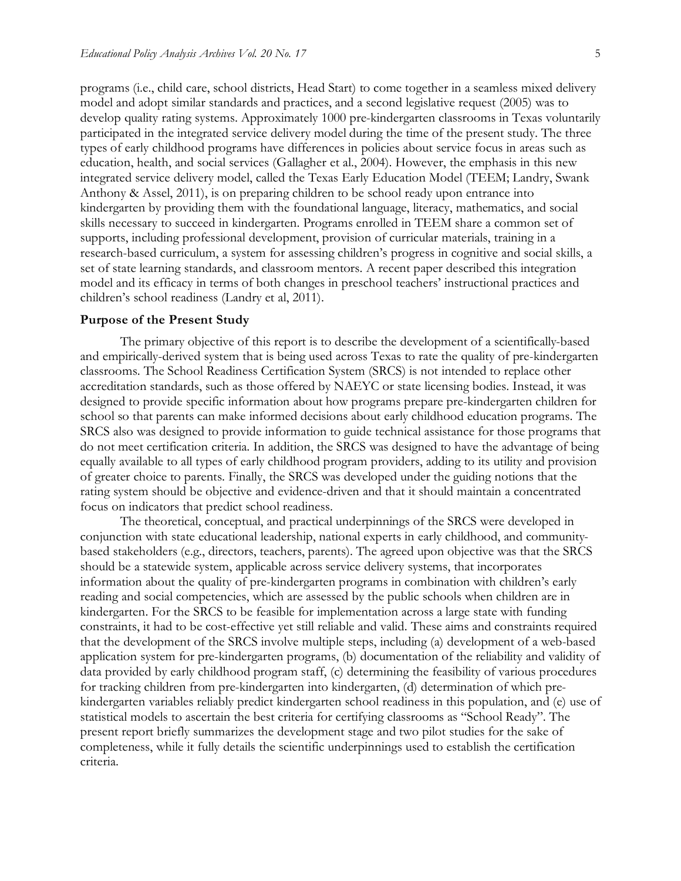programs (i.e., child care, school districts, Head Start) to come together in a seamless mixed delivery model and adopt similar standards and practices, and a second legislative request (2005) was to develop quality rating systems. Approximately 1000 pre-kindergarten classrooms in Texas voluntarily participated in the integrated service delivery model during the time of the present study. The three types of early childhood programs have differences in policies about service focus in areas such as education, health, and social services (Gallagher et al., 2004). However, the emphasis in this new integrated service delivery model, called the Texas Early Education Model (TEEM; Landry, Swank Anthony & Assel, 2011), is on preparing children to be school ready upon entrance into kindergarten by providing them with the foundational language, literacy, mathematics, and social skills necessary to succeed in kindergarten. Programs enrolled in TEEM share a common set of supports, including professional development, provision of curricular materials, training in a research-based curriculum, a system for assessing children's progress in cognitive and social skills, a set of state learning standards, and classroom mentors. A recent paper described this integration model and its efficacy in terms of both changes in preschool teachers' instructional practices and children's school readiness (Landry et al, 2011).

## Purpose of the Present Study

The primary objective of this report is to describe the development of a scientifically-based and empirically-derived system that is being used across Texas to rate the quality of pre-kindergarten classrooms. The School Readiness Certification System (SRCS) is not intended to replace other accreditation standards, such as those offered by NAEYC or state licensing bodies. Instead, it was designed to provide specific information about how programs prepare pre-kindergarten children for school so that parents can make informed decisions about early childhood education programs. The SRCS also was designed to provide information to guide technical assistance for those programs that do not meet certification criteria. In addition, the SRCS was designed to have the advantage of being equally available to all types of early childhood program providers, adding to its utility and provision of greater choice to parents. Finally, the SRCS was developed under the guiding notions that the rating system should be objective and evidence-driven and that it should maintain a concentrated focus on indicators that predict school readiness.

The theoretical, conceptual, and practical underpinnings of the SRCS were developed in conjunction with state educational leadership, national experts in early childhood, and community-based stakeholders (e.g., directors, teachers, parents). The agreed upon objective was that the SRCS should be a statewide system, applicable across service delivery systems, that incorporates information about the quality of pre-kindergarten programs in combination with children's early reading and social competencies, which are assessed by the public schools when children are in kindergarten. For the SRCS to be feasible for implementation across a large state with funding constraints, it had to be cost-effective yet still reliable and valid. These aims and constraints required that the development of the SRCS involve multiple steps, including (a) development of a web-based application system for pre-kindergarten programs, (b) documentation of the reliability and validity of data provided by early childhood program staff, (c) determining the feasibility of various procedures for tracking children from pre-kindergarten into kindergarten, (d) determination of which pre-kindergarten variables reliably predict kindergarten school readiness in this population, and (e) use of statistical models to ascertain the best criteria for certifying classrooms as "School Ready". The present report briefly summarizes the development stage and two pilot studies for the sake of completeness, while it fully details the scientific underpinnings used to establish the certification criteria.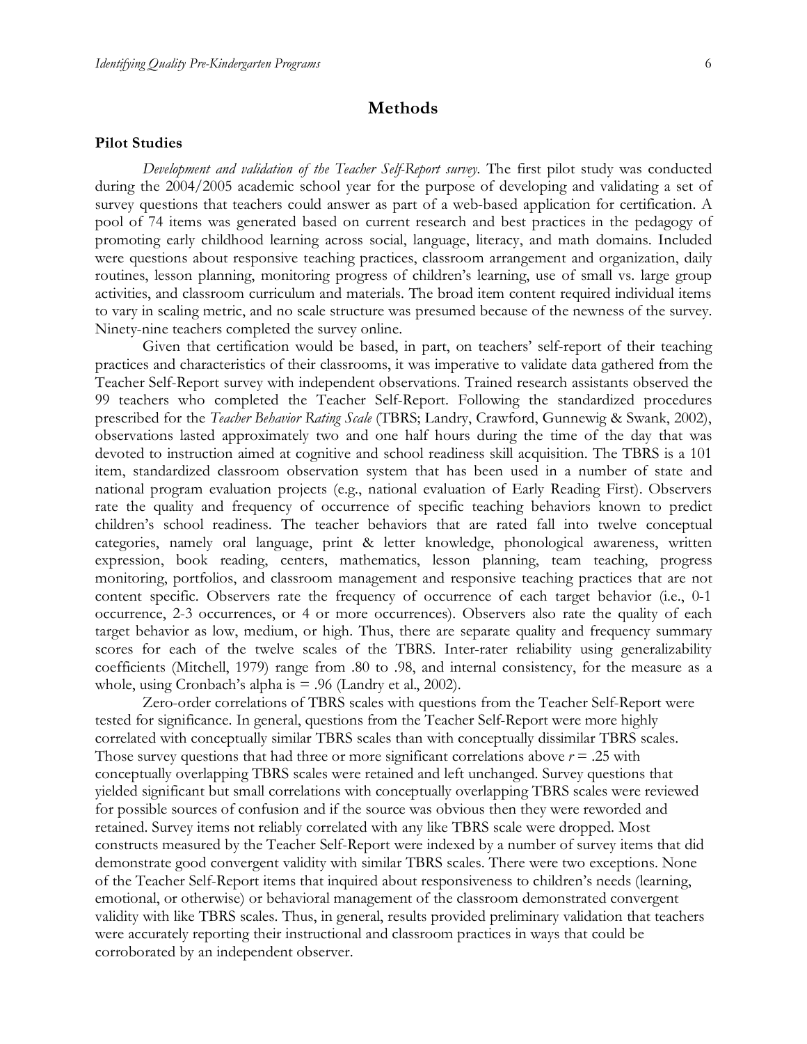## Methods

### Pilot Studies

*Development and validation of the Teacher Self-Report survey.* The first pilot study was conducted during the 2004/2005 academic school year for the purpose of developing and validating a set of survey questions that teachers could answer as part of a web-based application for certification. A pool of 74 items was generated based on current research and best practices in the pedagogy of promoting early childhood learning across social, language, literacy, and math domains. Included were questions about responsive teaching practices, classroom arrangement and organization, daily routines, lesson planning, monitoring progress of children's learning, use of small vs. large group activities, and classroom curriculum and materials. The broad item content required individual items to vary in scaling metric, and no scale structure was presumed because of the newness of the survey. Ninety-nine teachers completed the survey online.

Given that certification would be based, in part, on teachers' self-report of their teaching practices and characteristics of their classrooms, it was imperative to validate data gathered from the Teacher Self-Report survey with independent observations. Trained research assistants observed the 99 teachers who completed the Teacher Self-Report. Following the standardized procedures prescribed for the *Teacher Behavior Rating Scale* (TBRS; Landry, Crawford, Gunnewig & Swank, 2002), observations lasted approximately two and one half hours during the time of the day that was devoted to instruction aimed at cognitive and school readiness skill acquisition. The TBRS is a 101 item, standardized classroom observation system that has been used in a number of state and national program evaluation projects (e.g., national evaluation of Early Reading First). Observers rate the quality and frequency of occurrence of specific teaching behaviors known to predict children's school readiness. The teacher behaviors that are rated fall into twelve conceptual categories, namely oral language, print & letter knowledge, phonological awareness, written expression, book reading, centers, mathematics, lesson planning, team teaching, progress monitoring, portfolios, and classroom management and responsive teaching practices that are not content specific. Observers rate the frequency of occurrence of each target behavior (i.e., 0-1 occurrence, 2-3 occurrences, or 4 or more occurrences). Observers also rate the quality of each target behavior as low, medium, or high. Thus, there are separate quality and frequency summary scores for each of the twelve scales of the TBRS. Inter-rater reliability using generalizability coefficients (Mitchell, 1979) range from .80 to .98, and internal consistency, for the measure as a whole, using Cronbach's alpha is = .96 (Landry et al., 2002).

Zero-order correlations of TBRS scales with questions from the Teacher Self-Report were tested for significance. In general, questions from the Teacher Self-Report were more highly correlated with conceptually similar TBRS scales than with conceptually dissimilar TBRS scales. Those survey questions that had three or more significant correlations above $r = .25$ with conceptually overlapping TBRS scales were retained and left unchanged. Survey questions that yielded significant but small correlations with conceptually overlapping TBRS scales were reviewed for possible sources of confusion and if the source was obvious then they were reworded and retained. Survey items not reliably correlated with any like TBRS scale were dropped. Most constructs measured by the Teacher Self-Report were indexed by a number of survey items that did demonstrate good convergent validity with similar TBRS scales. There were two exceptions. None of the Teacher Self-Report items that inquired about responsiveness to children's needs (learning, emotional, or otherwise) or behavioral management of the classroom demonstrated convergent validity with like TBRS scales. Thus, in general, results provided preliminary validation that teachers were accurately reporting their instructional and classroom practices in ways that could be corroborated by an independent observer.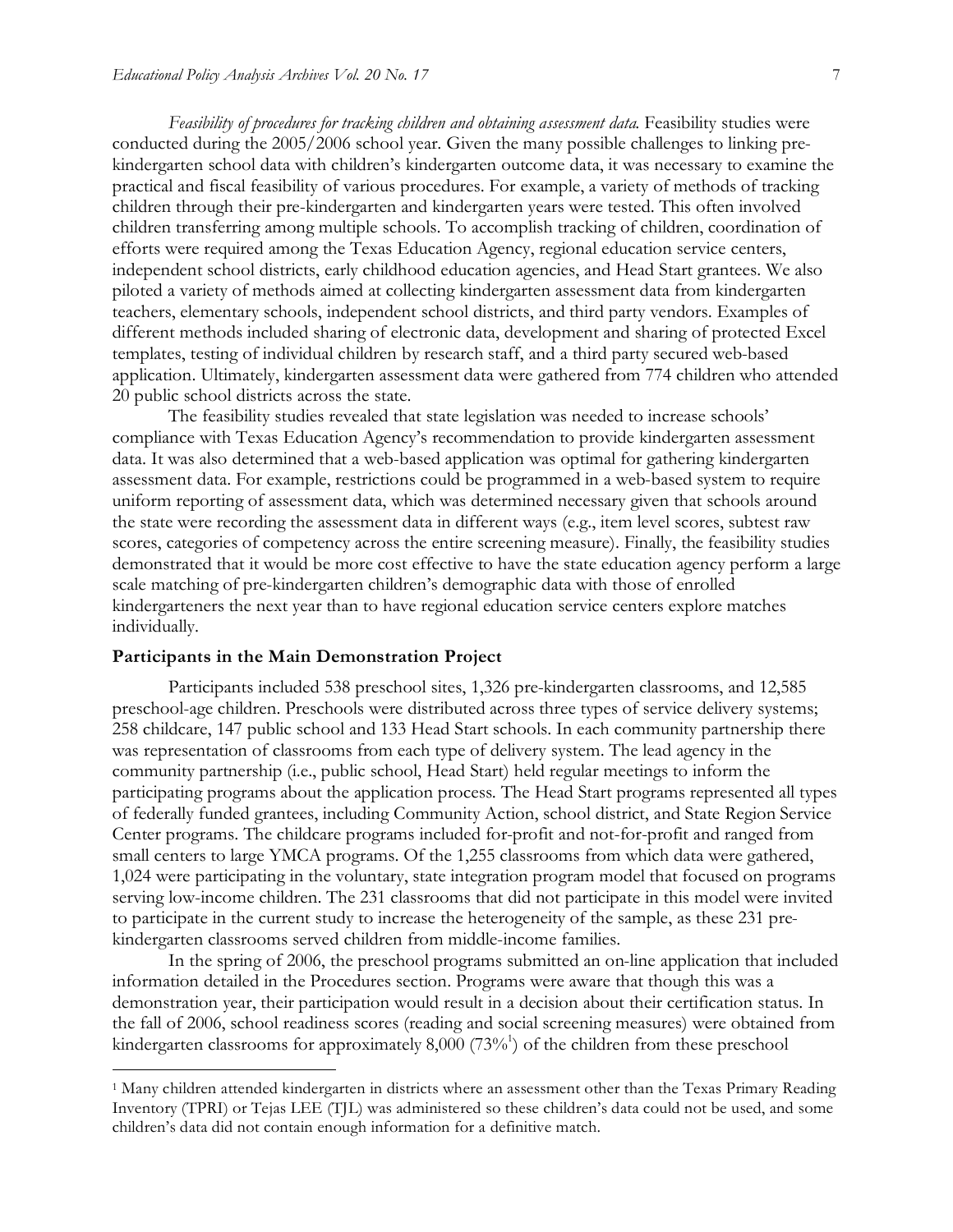*Feasibility of procedures for tracking children and obtaining assessment data.* Feasibility studies were conducted during the 2005/2006 school year. Given the many possible challenges to linking pre-kindergarten school data with children's kindergarten outcome data, it was necessary to examine the practical and fiscal feasibility of various procedures. For example, a variety of methods of tracking children through their pre-kindergarten and kindergarten years were tested. This often involved children transferring among multiple schools. To accomplish tracking of children, coordination of efforts were required among the Texas Education Agency, regional education service centers, independent school districts, early childhood education agencies, and Head Start grantees. We also piloted a variety of methods aimed at collecting kindergarten assessment data from kindergarten teachers, elementary schools, independent school districts, and third party vendors. Examples of different methods included sharing of electronic data, development and sharing of protected Excel templates, testing of individual children by research staff, and a third party secured web-based application. Ultimately, kindergarten assessment data were gathered from 774 children who attended 20 public school districts across the state.

The feasibility studies revealed that state legislation was needed to increase schools' compliance with Texas Education Agency's recommendation to provide kindergarten assessment data. It was also determined that a web-based application was optimal for gathering kindergarten assessment data. For example, restrictions could be programmed in a web-based system to require uniform reporting of assessment data, which was determined necessary given that schools around the state were recording the assessment data in different ways (e.g., item level scores, subtest raw scores, categories of competency across the entire screening measure). Finally, the feasibility studies demonstrated that it would be more cost effective to have the state education agency perform a large scale matching of pre-kindergarten children's demographic data with those of enrolled kindergarteners the next year than to have regional education service centers explore matches individually.

## Participants in the Main Demonstration Project

Participants included 538 preschool sites, 1,326 pre-kindergarten classrooms, and 12,585 preschool-age children. Preschools were distributed across three types of service delivery systems; 258 childcare, 147 public school and 133 Head Start schools. In each community partnership there was representation of classrooms from each type of delivery system. The lead agency in the community partnership (i.e., public school, Head Start) held regular meetings to inform the participating programs about the application process. The Head Start programs represented all types of federally funded grantees, including Community Action, school district, and State Region Service Center programs. The childcare programs included for-profit and not-for-profit and ranged from small centers to large YMCA programs. Of the 1,255 classrooms from which data were gathered, 1,024 were participating in the voluntary, state integration program model that focused on programs serving low-income children. The 231 classrooms that did not participate in this model were invited to participate in the current study to increase the heterogeneity of the sample, as these 231 pre-kindergarten classrooms served children from middle-income families.

In the spring of 2006, the preschool programs submitted an on-line application that included information detailed in the Procedures section. Programs were aware that though this was a demonstration year, their participation would result in a decision about their certification status. In the fall of 2006, school readiness scores (reading and social screening measures) were obtained from kindergarten classrooms for approximately 8,000 (73%[1]) of the children from these preschool

[1] Many children attended kindergarten in districts where an assessment other than the Texas Primary Reading Inventory (TPRI) or Tejas LEE (TJL) was administered so these children's data could not be used, and some children's data did not contain enough information for a definitive match.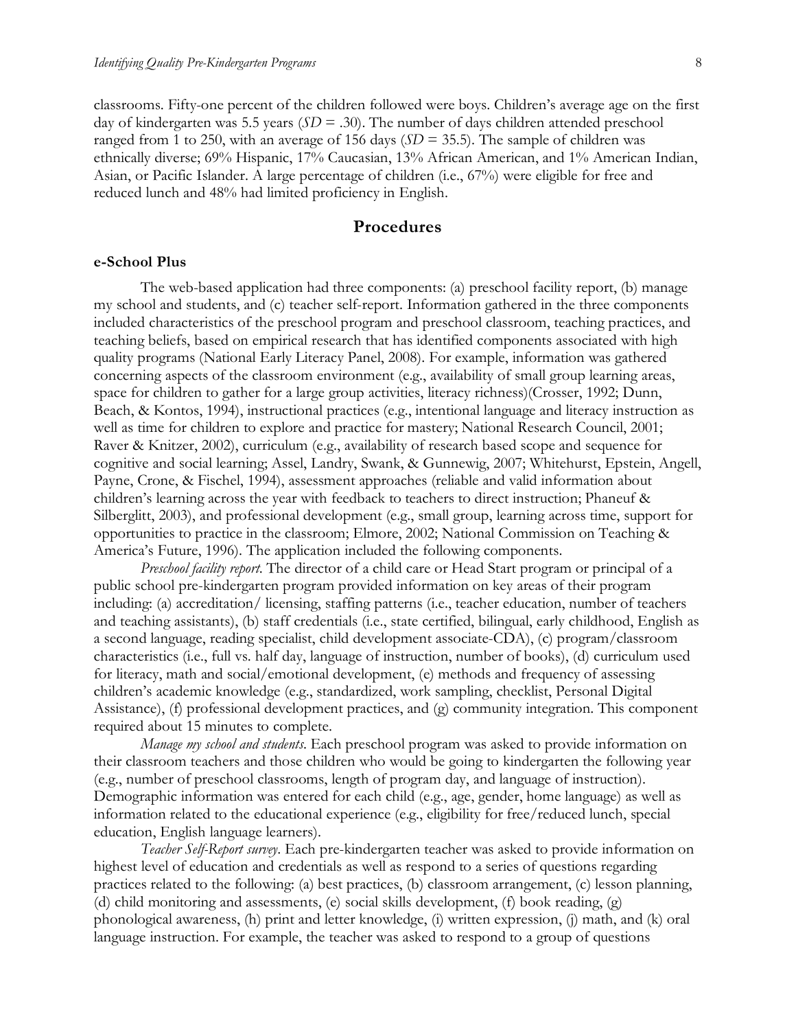classrooms. Fifty-one percent of the children followed were boys. Children's average age on the first day of kindergarten was 5.5 years (*SD* = .30). The number of days children attended preschool ranged from 1 to 250, with an average of 156 days (*SD* = 35.5). The sample of children was ethnically diverse; 69% Hispanic, 17% Caucasian, 13% African American, and 1% American Indian, Asian, or Pacific Islander. A large percentage of children (i.e., 67%) were eligible for free and reduced lunch and 48% had limited proficiency in English.

## Procedures

### e-School Plus

The web-based application had three components: (a) preschool facility report, (b) manage my school and students, and (c) teacher self-report. Information gathered in the three components included characteristics of the preschool program and preschool classroom, teaching practices, and teaching beliefs, based on empirical research that has identified components associated with high quality programs (National Early Literacy Panel, 2008). For example, information was gathered concerning aspects of the classroom environment (e.g., availability of small group learning areas, space for children to gather for a large group activities, literacy richness)(Crosser, 1992; Dunn, Beach, & Kontos, 1994), instructional practices (e.g., intentional language and literacy instruction as well as time for children to explore and practice for mastery; National Research Council, 2001; Raver & Knitzer, 2002), curriculum (e.g., availability of research based scope and sequence for cognitive and social learning; Assel, Landry, Swank, & Gunnewig, 2007; Whitehurst, Epstein, Angell, Payne, Crone, & Fischel, 1994), assessment approaches (reliable and valid information about children's learning across the year with feedback to teachers to direct instruction; Phaneuf & Silberglitt, 2003), and professional development (e.g., small group, learning across time, support for opportunities to practice in the classroom; Elmore, 2002; National Commission on Teaching & America's Future, 1996). The application included the following components.

*Preschool facility report*. The director of a child care or Head Start program or principal of a public school pre-kindergarten program provided information on key areas of their program including: (a) accreditation/ licensing, staffing patterns (i.e., teacher education, number of teachers and teaching assistants), (b) staff credentials (i.e., state certified, bilingual, early childhood, English as a second language, reading specialist, child development associate-CDA), (c) program/classroom characteristics (i.e., full vs. half day, language of instruction, number of books), (d) curriculum used for literacy, math and social/emotional development, (e) methods and frequency of assessing children's academic knowledge (e.g., standardized, work sampling, checklist, Personal Digital Assistance), (f) professional development practices, and (g) community integration. This component required about 15 minutes to complete.

*Manage my school and students*. Each preschool program was asked to provide information on their classroom teachers and those children who would be going to kindergarten the following year (e.g., number of preschool classrooms, length of program day, and language of instruction). Demographic information was entered for each child (e.g., age, gender, home language) as well as information related to the educational experience (e.g., eligibility for free/reduced lunch, special education, English language learners).

*Teacher Self-Report survey*. Each pre-kindergarten teacher was asked to provide information on highest level of education and credentials as well as respond to a series of questions regarding practices related to the following: (a) best practices, (b) classroom arrangement, (c) lesson planning, (d) child monitoring and assessments, (e) social skills development, (f) book reading, (g) phonological awareness, (h) print and letter knowledge, (i) written expression, (j) math, and (k) oral language instruction. For example, the teacher was asked to respond to a group of questions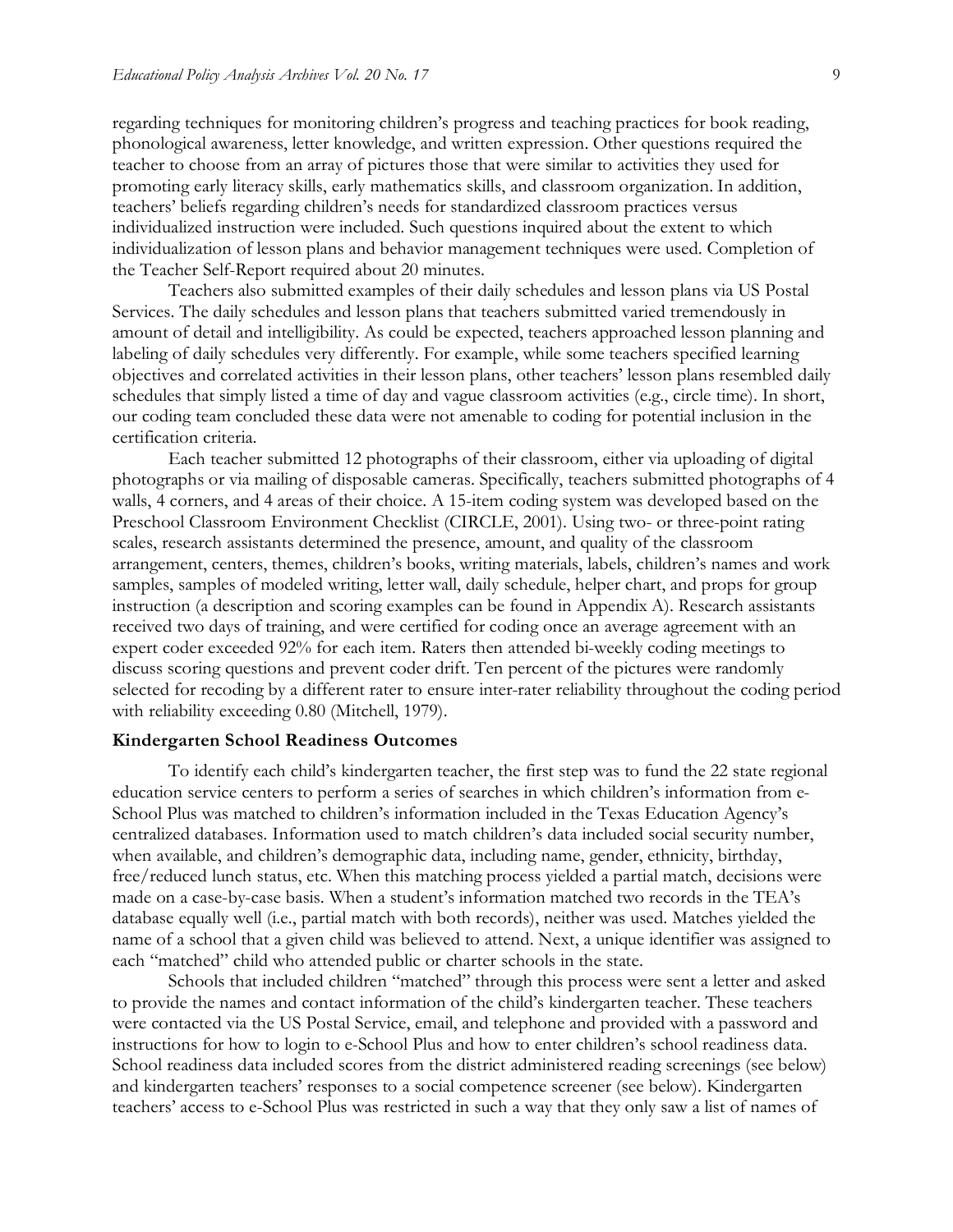regarding techniques for monitoring children's progress and teaching practices for book reading, phonological awareness, letter knowledge, and written expression. Other questions required the teacher to choose from an array of pictures those that were similar to activities they used for promoting early literacy skills, early mathematics skills, and classroom organization. In addition, teachers' beliefs regarding children's needs for standardized classroom practices versus individualized instruction were included. Such questions inquired about the extent to which individualization of lesson plans and behavior management techniques were used. Completion of the Teacher Self-Report required about 20 minutes.

Teachers also submitted examples of their daily schedules and lesson plans via US Postal Services. The daily schedules and lesson plans that teachers submitted varied tremendously in amount of detail and intelligibility. As could be expected, teachers approached lesson planning and labeling of daily schedules very differently. For example, while some teachers specified learning objectives and correlated activities in their lesson plans, other teachers' lesson plans resembled daily schedules that simply listed a time of day and vague classroom activities (e.g., circle time). In short, our coding team concluded these data were not amenable to coding for potential inclusion in the certification criteria.

Each teacher submitted 12 photographs of their classroom, either via uploading of digital photographs or via mailing of disposable cameras. Specifically, teachers submitted photographs of 4 walls, 4 corners, and 4 areas of their choice. A 15-item coding system was developed based on the Preschool Classroom Environment Checklist (CIRCLE, 2001). Using two- or three-point rating scales, research assistants determined the presence, amount, and quality of the classroom arrangement, centers, themes, children's books, writing materials, labels, children's names and work samples, samples of modeled writing, letter wall, daily schedule, helper chart, and props for group instruction (a description and scoring examples can be found in Appendix A). Research assistants received two days of training, and were certified for coding once an average agreement with an expert coder exceeded 92% for each item. Raters then attended bi-weekly coding meetings to discuss scoring questions and prevent coder drift. Ten percent of the pictures were randomly selected for recoding by a different rater to ensure inter-rater reliability throughout the coding period with reliability exceeding 0.80 (Mitchell, 1979).

### Kindergarten School Readiness Outcomes

To identify each child's kindergarten teacher, the first step was to fund the 22 state regional education service centers to perform a series of searches in which children's information from e-School Plus was matched to children's information included in the Texas Education Agency's centralized databases. Information used to match children's data included social security number, when available, and children's demographic data, including name, gender, ethnicity, birthday, free/reduced lunch status, etc. When this matching process yielded a partial match, decisions were made on a case-by-case basis. When a student's information matched two records in the TEA's database equally well (i.e., partial match with both records), neither was used. Matches yielded the name of a school that a given child was believed to attend. Next, a unique identifier was assigned to each "matched" child who attended public or charter schools in the state.

Schools that included children "matched" through this process were sent a letter and asked to provide the names and contact information of the child's kindergarten teacher. These teachers were contacted via the US Postal Service, email, and telephone and provided with a password and instructions for how to login to e-School Plus and how to enter children's school readiness data. School readiness data included scores from the district administered reading screenings (see below) and kindergarten teachers' responses to a social competence screener (see below). Kindergarten teachers' access to e-School Plus was restricted in such a way that they only saw a list of names of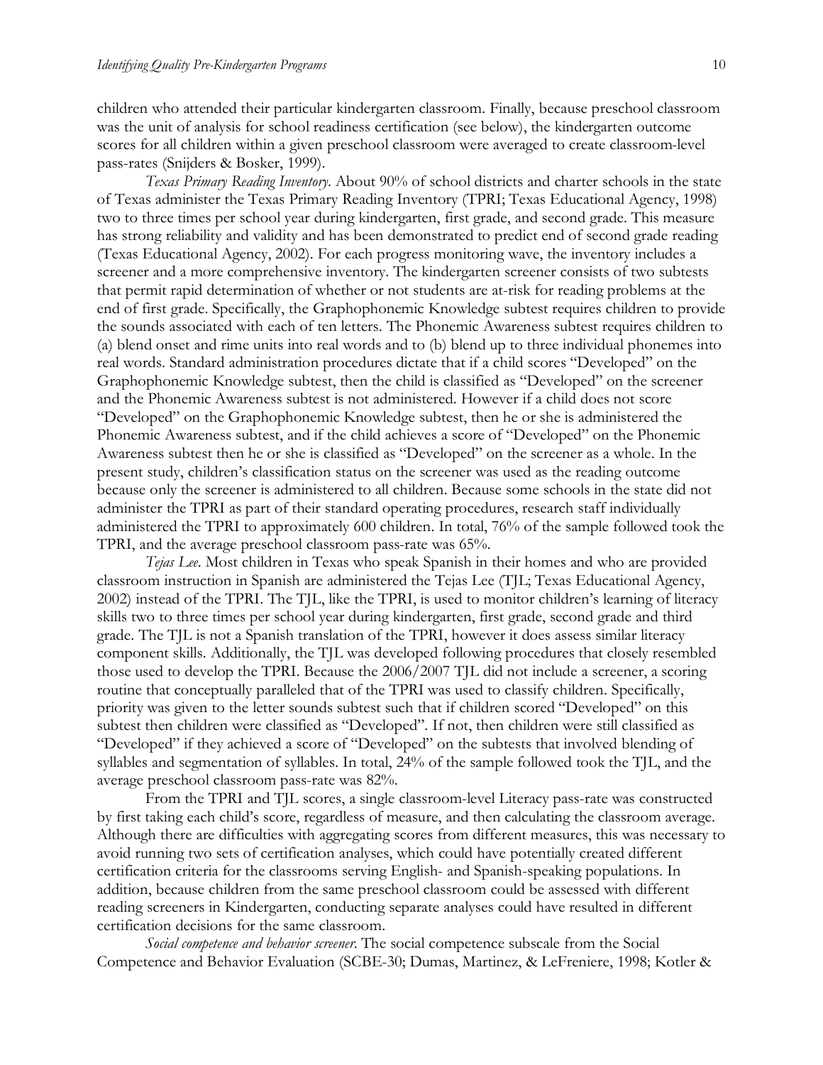children who attended their particular kindergarten classroom. Finally, because preschool classroom was the unit of analysis for school readiness certification (see below), the kindergarten outcome scores for all children within a given preschool classroom were averaged to create classroom-level pass-rates (Snijders & Bosker, 1999).

*Texas Primary Reading Inventory.* About 90% of school districts and charter schools in the state of Texas administer the Texas Primary Reading Inventory (TPRI; Texas Educational Agency, 1998) two to three times per school year during kindergarten, first grade, and second grade. This measure has strong reliability and validity and has been demonstrated to predict end of second grade reading (Texas Educational Agency, 2002). For each progress monitoring wave, the inventory includes a screener and a more comprehensive inventory. The kindergarten screener consists of two subtests that permit rapid determination of whether or not students are at-risk for reading problems at the end of first grade. Specifically, the Graphophonemic Knowledge subtest requires children to provide the sounds associated with each of ten letters. The Phonemic Awareness subtest requires children to (a) blend onset and rime units into real words and to (b) blend up to three individual phonemes into real words. Standard administration procedures dictate that if a child scores "Developed" on the Graphophonemic Knowledge subtest, then the child is classified as "Developed" on the screener and the Phonemic Awareness subtest is not administered. However if a child does not score "Developed" on the Graphophonemic Knowledge subtest, then he or she is administered the Phonemic Awareness subtest, and if the child achieves a score of "Developed" on the Phonemic Awareness subtest then he or she is classified as "Developed" on the screener as a whole. In the present study, children's classification status on the screener was used as the reading outcome because only the screener is administered to all children. Because some schools in the state did not administer the TPRI as part of their standard operating procedures, research staff individually administered the TPRI to approximately 600 children. In total, 76% of the sample followed took the TPRI, and the average preschool classroom pass-rate was 65%.

*Tejas Lee.* Most children in Texas who speak Spanish in their homes and who are provided classroom instruction in Spanish are administered the Tejas Lee (TJL; Texas Educational Agency, 2002) instead of the TPRI. The TJL, like the TPRI, is used to monitor children's learning of literacy skills two to three times per school year during kindergarten, first grade, second grade and third grade. The TJL is not a Spanish translation of the TPRI, however it does assess similar literacy component skills. Additionally, the TJL was developed following procedures that closely resembled those used to develop the TPRI. Because the 2006/2007 TJL did not include a screener, a scoring routine that conceptually paralleled that of the TPRI was used to classify children. Specifically, priority was given to the letter sounds subtest such that if children scored "Developed" on this subtest then children were classified as "Developed". If not, then children were still classified as "Developed" if they achieved a score of "Developed" on the subtests that involved blending of syllables and segmentation of syllables. In total, 24% of the sample followed took the TJL, and the average preschool classroom pass-rate was 82%.

From the TPRI and TJL scores, a single classroom-level Literacy pass-rate was constructed by first taking each child's score, regardless of measure, and then calculating the classroom average. Although there are difficulties with aggregating scores from different measures, this was necessary to avoid running two sets of certification analyses, which could have potentially created different certification criteria for the classrooms serving English- and Spanish-speaking populations. In addition, because children from the same preschool classroom could be assessed with different reading screeners in Kindergarten, conducting separate analyses could have resulted in different certification decisions for the same classroom.

*Social competence and behavior screener.* The social competence subscale from the Social Competence and Behavior Evaluation (SCBE-30; Dumas, Martinez, & LeFreniere, 1998; Kotler &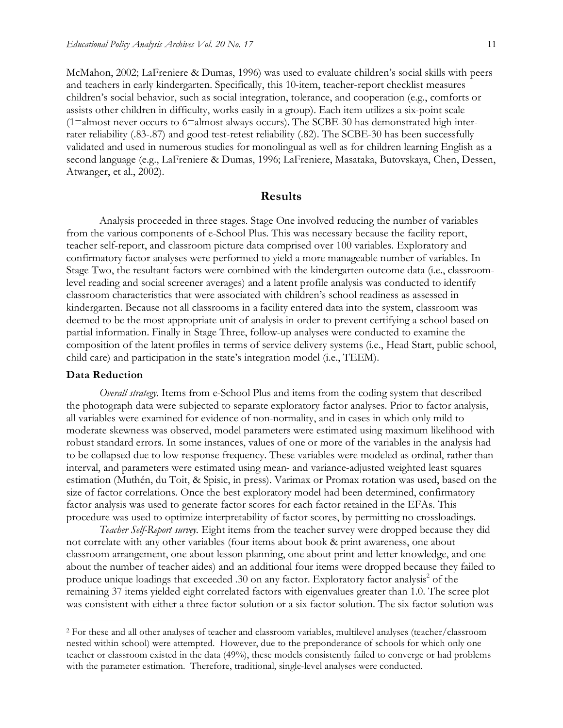McMahon, 2002; LaFreniere & Dumas, 1996) was used to evaluate children's social skills with peers and teachers in early kindergarten. Specifically, this 10-item, teacher-report checklist measures children's social behavior, such as social integration, tolerance, and cooperation (e.g., comforts or assists other children in difficulty, works easily in a group). Each item utilizes a six-point scale (1=almost never occurs to 6=almost always occurs). The SCBE-30 has demonstrated high inter-rater reliability (.83-.87) and good test-retest reliability (.82). The SCBE-30 has been successfully validated and used in numerous studies for monolingual as well as for children learning English as a second language (e.g., LaFreniere & Dumas, 1996; LaFreniere, Masataka, Butovskaya, Chen, Dessen, Atwanger, et al., 2002).

## Results

Analysis proceeded in three stages. Stage One involved reducing the number of variables from the various components of e-School Plus. This was necessary because the facility report, teacher self-report, and classroom picture data comprised over 100 variables. Exploratory and confirmatory factor analyses were performed to yield a more manageable number of variables. In Stage Two, the resultant factors were combined with the kindergarten outcome data (i.e., classroom-level reading and social screener averages) and a latent profile analysis was conducted to identify classroom characteristics that were associated with children's school readiness as assessed in kindergarten. Because not all classrooms in a facility entered data into the system, classroom was deemed to be the most appropriate unit of analysis in order to prevent certifying a school based on partial information. Finally in Stage Three, follow-up analyses were conducted to examine the composition of the latent profiles in terms of service delivery systems (i.e., Head Start, public school, child care) and participation in the state's integration model (i.e., TEEM).

### Data Reduction

*Overall strategy*. Items from e-School Plus and items from the coding system that described the photograph data were subjected to separate exploratory factor analyses. Prior to factor analysis, all variables were examined for evidence of non-normality, and in cases in which only mild to moderate skewness was observed, model parameters were estimated using maximum likelihood with robust standard errors. In some instances, values of one or more of the variables in the analysis had to be collapsed due to low response frequency. These variables were modeled as ordinal, rather than interval, and parameters were estimated using mean- and variance-adjusted weighted least squares estimation (Muthén, du Toit, & Spisic, in press). Varimax or Promax rotation was used, based on the size of factor correlations. Once the best exploratory model had been determined, confirmatory factor analysis was used to generate factor scores for each factor retained in the EFAs. This procedure was used to optimize interpretability of factor scores, by permitting no crossloadings.

*Teacher Self-Report survey*. Eight items from the teacher survey were dropped because they did not correlate with any other variables (four items about book & print awareness, one about classroom arrangement, one about lesson planning, one about print and letter knowledge, and one about the number of teacher aides) and an additional four items were dropped because they failed to produce unique loadings that exceeded .30 on any factor. Exploratory factor analysis[2] of the remaining 37 items yielded eight correlated factors with eigenvalues greater than 1.0. The scree plot was consistent with either a three factor solution or a six factor solution. The six factor solution was

---

[2] For these and all other analyses of teacher and classroom variables, multilevel analyses (teacher/classroom nested within school) were attempted. However, due to the preponderance of schools for which only one teacher or classroom existed in the data (49%), these models consistently failed to converge or had problems with the parameter estimation. Therefore, traditional, single-level analyses were conducted.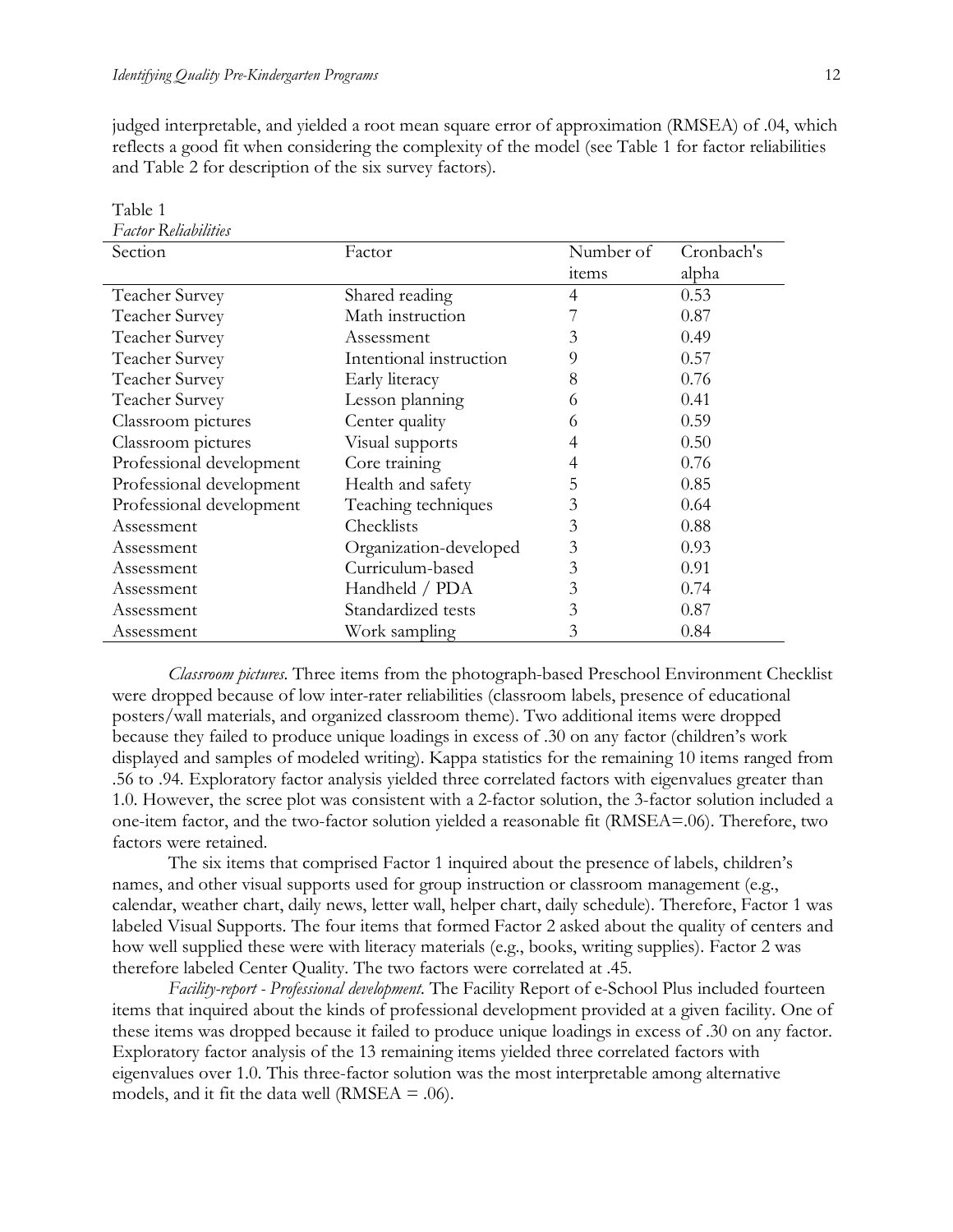judged interpretable, and yielded a root mean square error of approximation (RMSEA) of .04, which reflects a good fit when considering the complexity of the model (see Table 1 for factor reliabilities and Table 2 for description of the six survey factors).

Table 1
*Factor Reliabilities*

| Section | Factor | Number of items | Cronbach's alpha |
|---|---|---|---|
| Teacher Survey | Shared reading | 4 | 0.53 |
| Teacher Survey | Math instruction | 7 | 0.87 |
| Teacher Survey | Assessment | 3 | 0.49 |
| Teacher Survey | Intentional instruction | 9 | 0.57 |
| Teacher Survey | Early literacy | 8 | 0.76 |
| Teacher Survey | Lesson planning | 6 | 0.41 |
| Classroom pictures | Center quality | 6 | 0.59 |
| Classroom pictures | Visual supports | 4 | 0.50 |
| Professional development | Core training | 4 | 0.76 |
| Professional development | Health and safety | 5 | 0.85 |
| Professional development | Teaching techniques | 3 | 0.64 |
| Assessment | Checklists | 3 | 0.88 |
| Assessment | Organization-developed | 3 | 0.93 |
| Assessment | Curriculum-based | 3 | 0.91 |
| Assessment | Handheld / PDA | 3 | 0.74 |
| Assessment | Standardized tests | 3 | 0.87 |
| Assessment | Work sampling | 3 | 0.84 |

*Classroom pictures*. Three items from the photograph-based Preschool Environment Checklist were dropped because of low inter-rater reliabilities (classroom labels, presence of educational posters/wall materials, and organized classroom theme). Two additional items were dropped because they failed to produce unique loadings in excess of .30 on any factor (children's work displayed and samples of modeled writing). Kappa statistics for the remaining 10 items ranged from .56 to .94. Exploratory factor analysis yielded three correlated factors with eigenvalues greater than 1.0. However, the scree plot was consistent with a 2-factor solution, the 3-factor solution included a one-item factor, and the two-factor solution yielded a reasonable fit (RMSEA=.06). Therefore, two factors were retained.

The six items that comprised Factor 1 inquired about the presence of labels, children's names, and other visual supports used for group instruction or classroom management (e.g., calendar, weather chart, daily news, letter wall, helper chart, daily schedule). Therefore, Factor 1 was labeled Visual Supports. The four items that formed Factor 2 asked about the quality of centers and how well supplied these were with literacy materials (e.g., books, writing supplies). Factor 2 was therefore labeled Center Quality. The two factors were correlated at .45.

*Facility-report - Professional development*. The Facility Report of e-School Plus included fourteen items that inquired about the kinds of professional development provided at a given facility. One of these items was dropped because it failed to produce unique loadings in excess of .30 on any factor. Exploratory factor analysis of the 13 remaining items yielded three correlated factors with eigenvalues over 1.0. This three-factor solution was the most interpretable among alternative models, and it fit the data well (RMSEA = .06).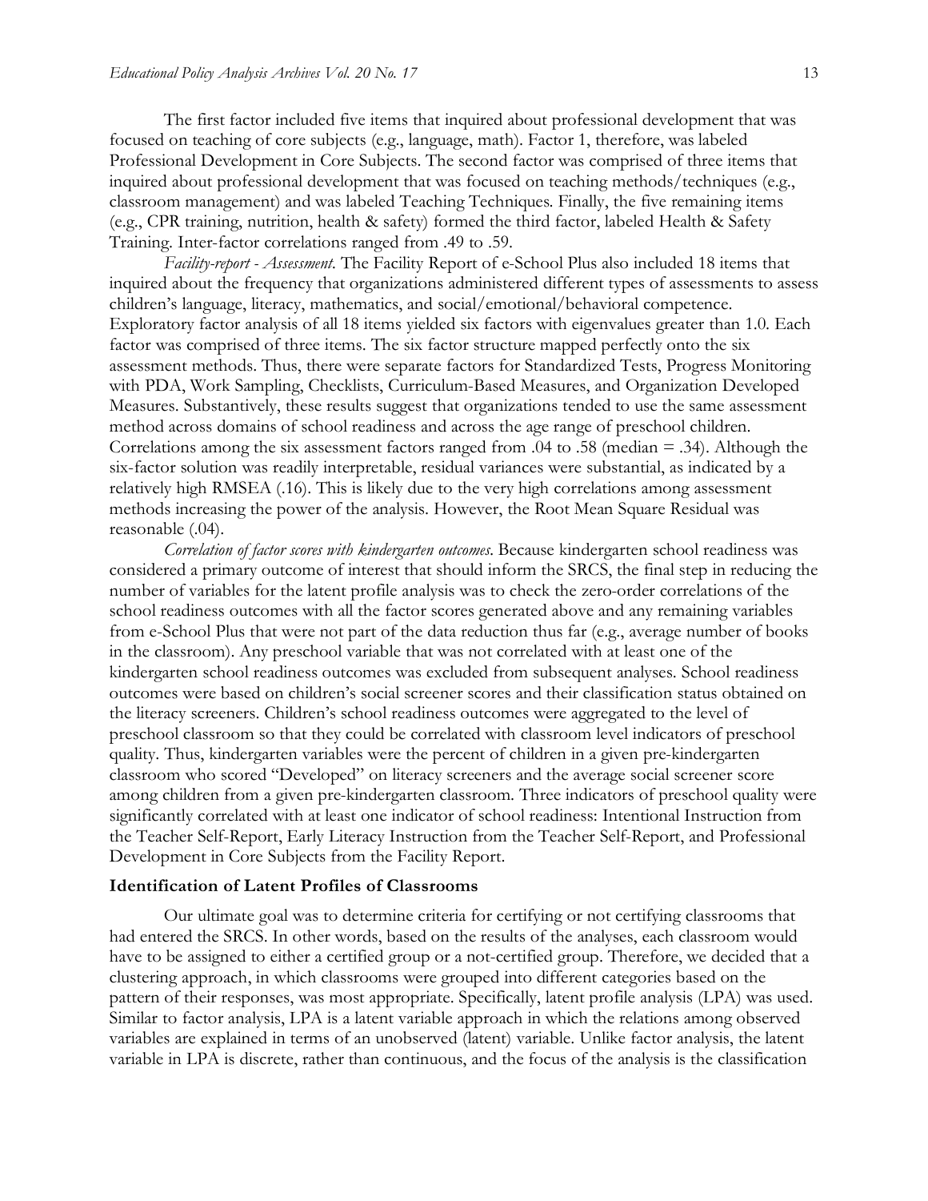The first factor included five items that inquired about professional development that was focused on teaching of core subjects (e.g., language, math). Factor 1, therefore, was labeled Professional Development in Core Subjects. The second factor was comprised of three items that inquired about professional development that was focused on teaching methods/techniques (e.g., classroom management) and was labeled Teaching Techniques. Finally, the five remaining items (e.g., CPR training, nutrition, health & safety) formed the third factor, labeled Health & Safety Training. Inter-factor correlations ranged from .49 to .59.

*Facility-report - Assessment.* The Facility Report of e-School Plus also included 18 items that inquired about the frequency that organizations administered different types of assessments to assess children's language, literacy, mathematics, and social/emotional/behavioral competence. Exploratory factor analysis of all 18 items yielded six factors with eigenvalues greater than 1.0. Each factor was comprised of three items. The six factor structure mapped perfectly onto the six assessment methods. Thus, there were separate factors for Standardized Tests, Progress Monitoring with PDA, Work Sampling, Checklists, Curriculum-Based Measures, and Organization Developed Measures. Substantively, these results suggest that organizations tended to use the same assessment method across domains of school readiness and across the age range of preschool children. Correlations among the six assessment factors ranged from .04 to .58 (median = .34). Although the six-factor solution was readily interpretable, residual variances were substantial, as indicated by a relatively high RMSEA (.16). This is likely due to the very high correlations among assessment methods increasing the power of the analysis. However, the Root Mean Square Residual was reasonable (.04).

*Correlation of factor scores with kindergarten outcomes.* Because kindergarten school readiness was considered a primary outcome of interest that should inform the SRCS, the final step in reducing the number of variables for the latent profile analysis was to check the zero-order correlations of the school readiness outcomes with all the factor scores generated above and any remaining variables from e-School Plus that were not part of the data reduction thus far (e.g., average number of books in the classroom). Any preschool variable that was not correlated with at least one of the kindergarten school readiness outcomes was excluded from subsequent analyses. School readiness outcomes were based on children's social screener scores and their classification status obtained on the literacy screeners. Children's school readiness outcomes were aggregated to the level of preschool classroom so that they could be correlated with classroom level indicators of preschool quality. Thus, kindergarten variables were the percent of children in a given pre-kindergarten classroom who scored "Developed" on literacy screeners and the average social screener score among children from a given pre-kindergarten classroom. Three indicators of preschool quality were significantly correlated with at least one indicator of school readiness: Intentional Instruction from the Teacher Self-Report, Early Literacy Instruction from the Teacher Self-Report, and Professional Development in Core Subjects from the Facility Report.

### Identification of Latent Profiles of Classrooms

Our ultimate goal was to determine criteria for certifying or not certifying classrooms that had entered the SRCS. In other words, based on the results of the analyses, each classroom would have to be assigned to either a certified group or a not-certified group. Therefore, we decided that a clustering approach, in which classrooms were grouped into different categories based on the pattern of their responses, was most appropriate. Specifically, latent profile analysis (LPA) was used. Similar to factor analysis, LPA is a latent variable approach in which the relations among observed variables are explained in terms of an unobserved (latent) variable. Unlike factor analysis, the latent variable in LPA is discrete, rather than continuous, and the focus of the analysis is the classification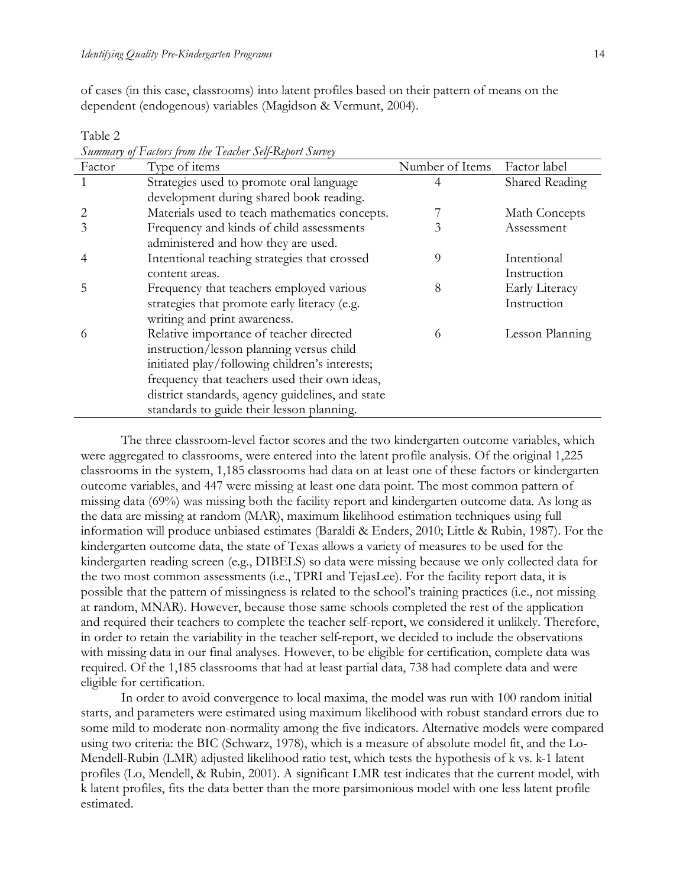of cases (in this case, classrooms) into latent profiles based on their pattern of means on the dependent (endogenous) variables (Magidson & Vermunt, 2004).

Table 2

*Summary of Factors from the Teacher Self-Report Survey*

| Factor | Type of items | Number of Items | Factor label |
|---|---|---|---|
| 1 | Strategies used to promote oral language development during shared book reading. | 4 | Shared Reading |
| 2 | Materials used to teach mathematics concepts. | 7 | Math Concepts |
| 3 | Frequency and kinds of child assessments administered and how they are used. | 3 | Assessment |
| 4 | Intentional teaching strategies that crossed content areas. | 9 | Intentional Instruction |
| 5 | Frequency that teachers employed various strategies that promote early literacy (e.g. writing and print awareness. | 8 | Early Literacy Instruction |
| 6 | Relative importance of teacher directed instruction/lesson planning versus child initiated play/following children's interests; frequency that teachers used their own ideas, district standards, agency guidelines, and state standards to guide their lesson planning. | 6 | Lesson Planning |

The three classroom-level factor scores and the two kindergarten outcome variables, which were aggregated to classrooms, were entered into the latent profile analysis. Of the original 1,225 classrooms in the system, 1,185 classrooms had data on at least one of these factors or kindergarten outcome variables, and 447 were missing at least one data point. The most common pattern of missing data (69%) was missing both the facility report and kindergarten outcome data. As long as the data are missing at random (MAR), maximum likelihood estimation techniques using full information will produce unbiased estimates (Baraldi & Enders, 2010; Little & Rubin, 1987). For the kindergarten outcome data, the state of Texas allows a variety of measures to be used for the kindergarten reading screen (e.g., DIBELS) so data were missing because we only collected data for the two most common assessments (i.e., TPRI and TejasLee). For the facility report data, it is possible that the pattern of missingness is related to the school's training practices (i.e., not missing at random, MNAR). However, because those same schools completed the rest of the application and required their teachers to complete the teacher self-report, we considered it unlikely. Therefore, in order to retain the variability in the teacher self-report, we decided to include the observations with missing data in our final analyses. However, to be eligible for certification, complete data was required. Of the 1,185 classrooms that had at least partial data, 738 had complete data and were eligible for certification.

In order to avoid convergence to local maxima, the model was run with 100 random initial starts, and parameters were estimated using maximum likelihood with robust standard errors due to some mild to moderate non-normality among the five indicators. Alternative models were compared using two criteria: the BIC (Schwarz, 1978), which is a measure of absolute model fit, and the Lo-Mendell-Rubin (LMR) adjusted likelihood ratio test, which tests the hypothesis of k vs. k-1 latent profiles (Lo, Mendell, & Rubin, 2001). A significant LMR test indicates that the current model, with k latent profiles, fits the data better than the more parsimonious model with one less latent profile estimated.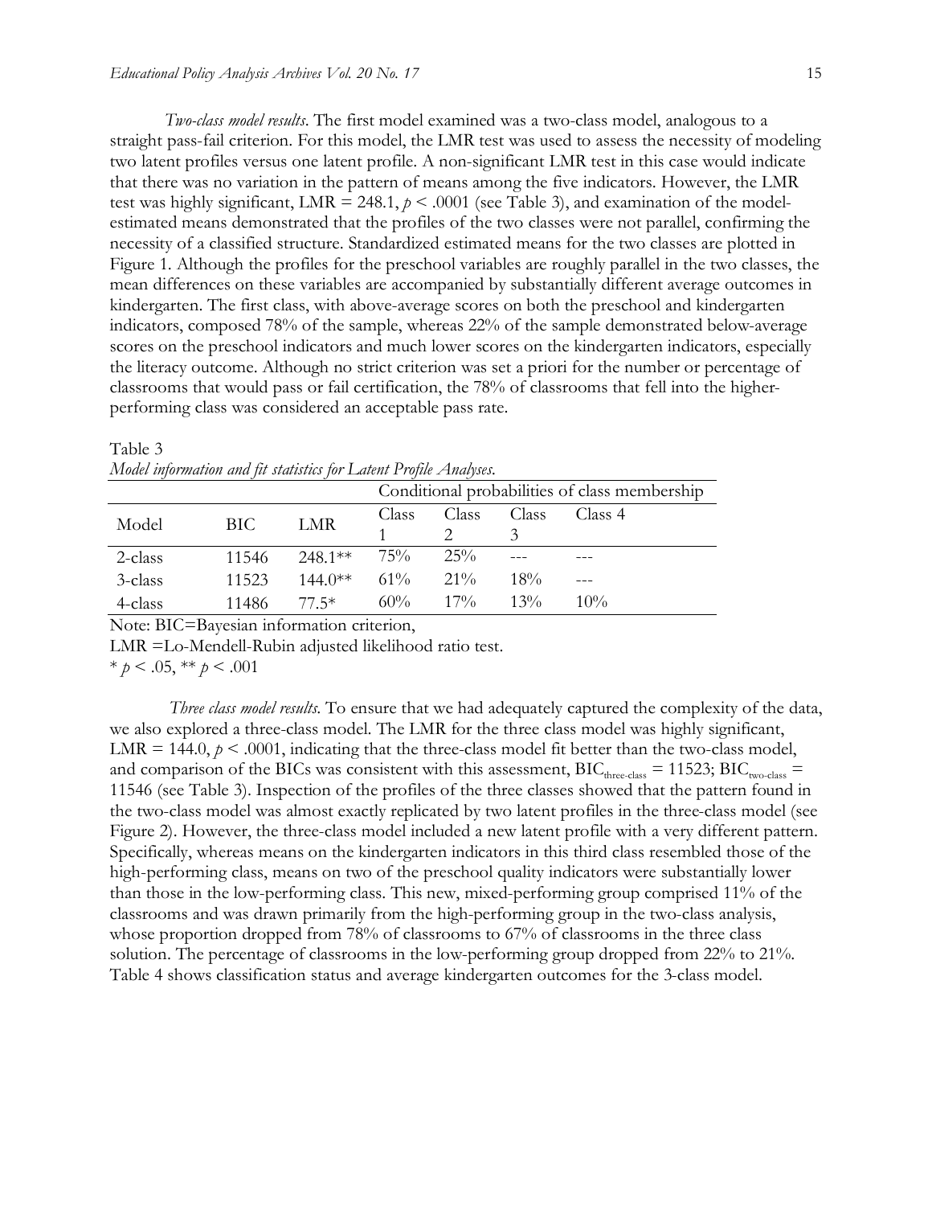*Two-class model results*. The first model examined was a two-class model, analogous to a straight pass-fail criterion. For this model, the LMR test was used to assess the necessity of modeling two latent profiles versus one latent profile. A non-significant LMR test in this case would indicate that there was no variation in the pattern of means among the five indicators. However, the LMR test was highly significant, LMR = 248.1, $p < .0001$ (see Table 3), and examination of the model-estimated means demonstrated that the profiles of the two classes were not parallel, confirming the necessity of a classified structure. Standardized estimated means for the two classes are plotted in Figure 1. Although the profiles for the preschool variables are roughly parallel in the two classes, the mean differences on these variables are accompanied by substantially different average outcomes in kindergarten. The first class, with above-average scores on both the preschool and kindergarten indicators, composed 78% of the sample, whereas 22% of the sample demonstrated below-average scores on the preschool indicators and much lower scores on the kindergarten indicators, especially the literacy outcome. Although no strict criterion was set a priori for the number or percentage of classrooms that would pass or fail certification, the 78% of classrooms that fell into the higher-performing class was considered an acceptable pass rate.

Table 3
*Model information and fit statistics for Latent Profile Analyses.*

| Model | BIC | LMR | Conditional probabilities of class membership | | | |
|---|---|---|---|---|---|---|
| | | | Class 1 | Class 2 | Class 3 | Class 4 |
| 2-class | 11546 | 248.1** | 75% | 25% | --- | --- |
| 3-class | 11523 | 144.0** | 61% | 21% | 18% | --- |
| 4-class | 11486 | 77.5* | 60% | 17% | 13% | 10% |

Note: BIC=Bayesian information criterion,
LMR =Lo-Mendell-Rubin adjusted likelihood ratio test.
* $p < .05$, ** $p < .001$

*Three class model results.* To ensure that we had adequately captured the complexity of the data, we also explored a three-class model. The LMR for the three class model was highly significant, LMR = 144.0, $p < .0001$, indicating that the three-class model fit better than the two-class model, and comparison of the BICs was consistent with this assessment, $BIC_{three\text{-}class} = 11523$; $BIC_{two\text{-}class} = 11546$ (see Table 3). Inspection of the profiles of the three classes showed that the pattern found in the two-class model was almost exactly replicated by two latent profiles in the three-class model (see Figure 2). However, the three-class model included a new latent profile with a very different pattern. Specifically, whereas means on the kindergarten indicators in this third class resembled those of the high-performing class, means on two of the preschool quality indicators were substantially lower than those in the low-performing class. This new, mixed-performing group comprised 11% of the classrooms and was drawn primarily from the high-performing group in the two-class analysis, whose proportion dropped from 78% of classrooms to 67% of classrooms in the three class solution. The percentage of classrooms in the low-performing group dropped from 22% to 21%. Table 4 shows classification status and average kindergarten outcomes for the 3-class model.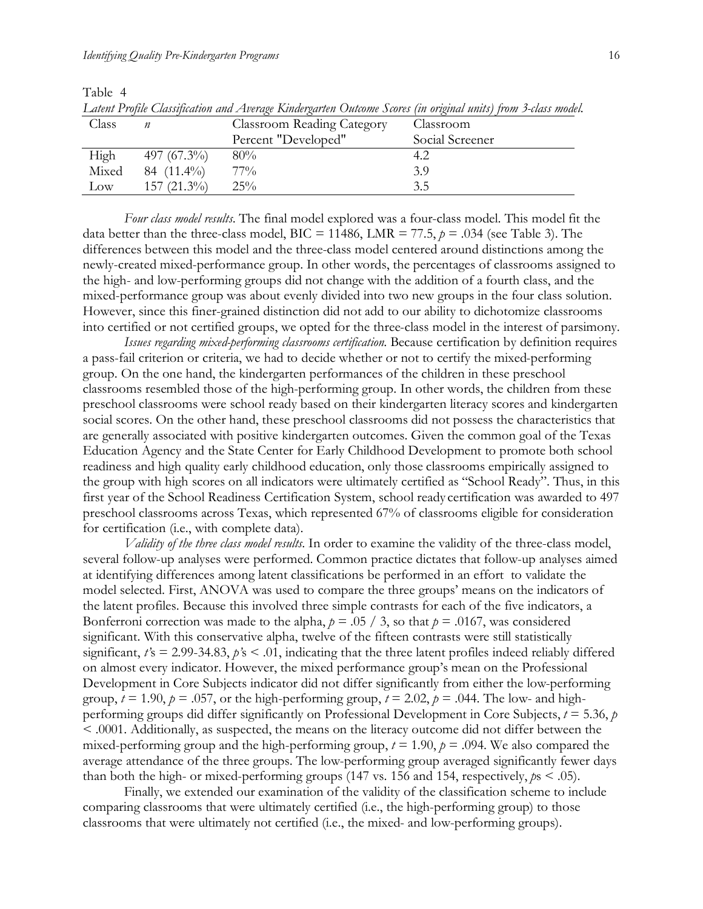Table 4

*Latent Profile Classification and Average Kindergarten Outcome Scores (in original units) from 3-class model.*

| Class | *n* | Classroom Reading Category Percent "Developed" | Classroom Social Screener |
|---|---|---|---|
| High | 497 (67.3%) | 80% | 4.2 |
| Mixed | 84 (11.4%) | 77% | 3.9 |
| Low | 157 (21.3%) | 25% | 3.5 |

*Four class model results*. The final model explored was a four-class model. This model fit the data better than the three-class model, BIC = 11486, LMR = 77.5, $p = .034$ (see Table 3). The differences between this model and the three-class model centered around distinctions among the newly-created mixed-performance group. In other words, the percentages of classrooms assigned to the high- and low-performing groups did not change with the addition of a fourth class, and the mixed-performance group was about evenly divided into two new groups in the four class solution. However, since this finer-grained distinction did not add to our ability to dichotomize classrooms into certified or not certified groups, we opted for the three-class model in the interest of parsimony.

*Issues regarding mixed-performing classrooms certification.* Because certification by definition requires a pass-fail criterion or criteria, we had to decide whether or not to certify the mixed-performing group. On the one hand, the kindergarten performances of the children in these preschool classrooms resembled those of the high-performing group. In other words, the children from these preschool classrooms were school ready based on their kindergarten literacy scores and kindergarten social scores. On the other hand, these preschool classrooms did not possess the characteristics that are generally associated with positive kindergarten outcomes. Given the common goal of the Texas Education Agency and the State Center for Early Childhood Development to promote both school readiness and high quality early childhood education, only those classrooms empirically assigned to the group with high scores on all indicators were ultimately certified as "School Ready". Thus, in this first year of the School Readiness Certification System, school ready certification was awarded to 497 preschool classrooms across Texas, which represented 67% of classrooms eligible for consideration for certification (i.e., with complete data).

*Validity of the three class model results*. In order to examine the validity of the three-class model, several follow-up analyses were performed. Common practice dictates that follow-up analyses aimed at identifying differences among latent classifications be performed in an effort to validate the model selected. First, ANOVA was used to compare the three groups' means on the indicators of the latent profiles. Because this involved three simple contrasts for each of the five indicators, a Bonferroni correction was made to the alpha, $p = .05 / 3$, so that $p = .0167$, was considered significant. With this conservative alpha, twelve of the fifteen contrasts were still statistically significant, $t$'s = 2.99-34.83, $p$'s < .01, indicating that the three latent profiles indeed reliably differed on almost every indicator. However, the mixed performance group's mean on the Professional Development in Core Subjects indicator did not differ significantly from either the low-performing group, $t = 1.90$, $p = .057$, or the high-performing group, $t = 2.02$, $p = .044$. The low- and high-performing groups did differ significantly on Professional Development in Core Subjects, $t = 5.36$, $p < .0001$. Additionally, as suspected, the means on the literacy outcome did not differ between the mixed-performing group and the high-performing group, $t = 1.90$, $p = .094$. We also compared the average attendance of the three groups. The low-performing group averaged significantly fewer days than both the high- or mixed-performing groups (147 vs. 156 and 154, respectively, $p$s < .05).

Finally, we extended our examination of the validity of the classification scheme to include comparing classrooms that were ultimately certified (i.e., the high-performing group) to those classrooms that were ultimately not certified (i.e., the mixed- and low-performing groups).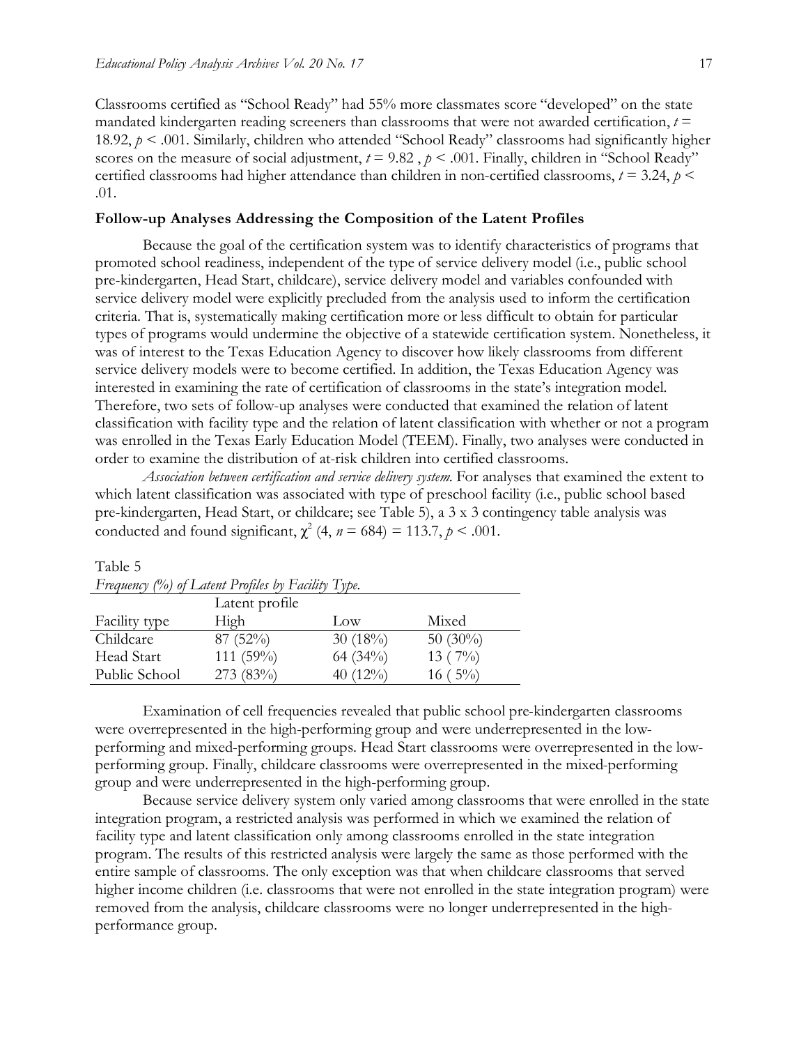Classrooms certified as "School Ready" had 55% more classmates score "developed" on the state mandated kindergarten reading screeners than classrooms that were not awarded certification, $t = 18.92$, $p < .001$. Similarly, children who attended "School Ready" classrooms had significantly higher scores on the measure of social adjustment, $t = 9.82$ , $p < .001$. Finally, children in "School Ready" certified classrooms had higher attendance than children in non-certified classrooms, $t = 3.24$, $p < .01$.

### Follow-up Analyses Addressing the Composition of the Latent Profiles

Because the goal of the certification system was to identify characteristics of programs that promoted school readiness, independent of the type of service delivery model (i.e., public school pre-kindergarten, Head Start, childcare), service delivery model and variables confounded with service delivery model were explicitly precluded from the analysis used to inform the certification criteria. That is, systematically making certification more or less difficult to obtain for particular types of programs would undermine the objective of a statewide certification system. Nonetheless, it was of interest to the Texas Education Agency to discover how likely classrooms from different service delivery models were to become certified. In addition, the Texas Education Agency was interested in examining the rate of certification of classrooms in the state's integration model. Therefore, two sets of follow-up analyses were conducted that examined the relation of latent classification with facility type and the relation of latent classification with whether or not a program was enrolled in the Texas Early Education Model (TEEM). Finally, two analyses were conducted in order to examine the distribution of at-risk children into certified classrooms.

*Association between certification and service delivery system.* For analyses that examined the extent to which latent classification was associated with type of preschool facility (i.e., public school based pre-kindergarten, Head Start, or childcare; see Table 5), a 3 x 3 contingency table analysis was conducted and found significant, $\chi^2$ (4, $n = 684$) = 113.7, $p < .001$.

Table 5
*Frequency (%) of Latent Profiles by Facility Type.*

| | Latent profile | | |
|---|---|---|---|
| Facility type | High | Low | Mixed |
| Childcare | 87 (52%) | 30 (18%) | 50 (30%) |
| Head Start | 111 (59%) | 64 (34%) | 13 ( 7%) |
| Public School | 273 (83%) | 40 (12%) | 16 ( 5%) |

Examination of cell frequencies revealed that public school pre-kindergarten classrooms were overrepresented in the high-performing group and were underrepresented in the low-performing and mixed-performing groups. Head Start classrooms were overrepresented in the low-performing group. Finally, childcare classrooms were overrepresented in the mixed-performing group and were underrepresented in the high-performing group.

Because service delivery system only varied among classrooms that were enrolled in the state integration program, a restricted analysis was performed in which we examined the relation of facility type and latent classification only among classrooms enrolled in the state integration program. The results of this restricted analysis were largely the same as those performed with the entire sample of classrooms. The only exception was that when childcare classrooms that served higher income children (i.e. classrooms that were not enrolled in the state integration program) were removed from the analysis, childcare classrooms were no longer underrepresented in the high-performance group.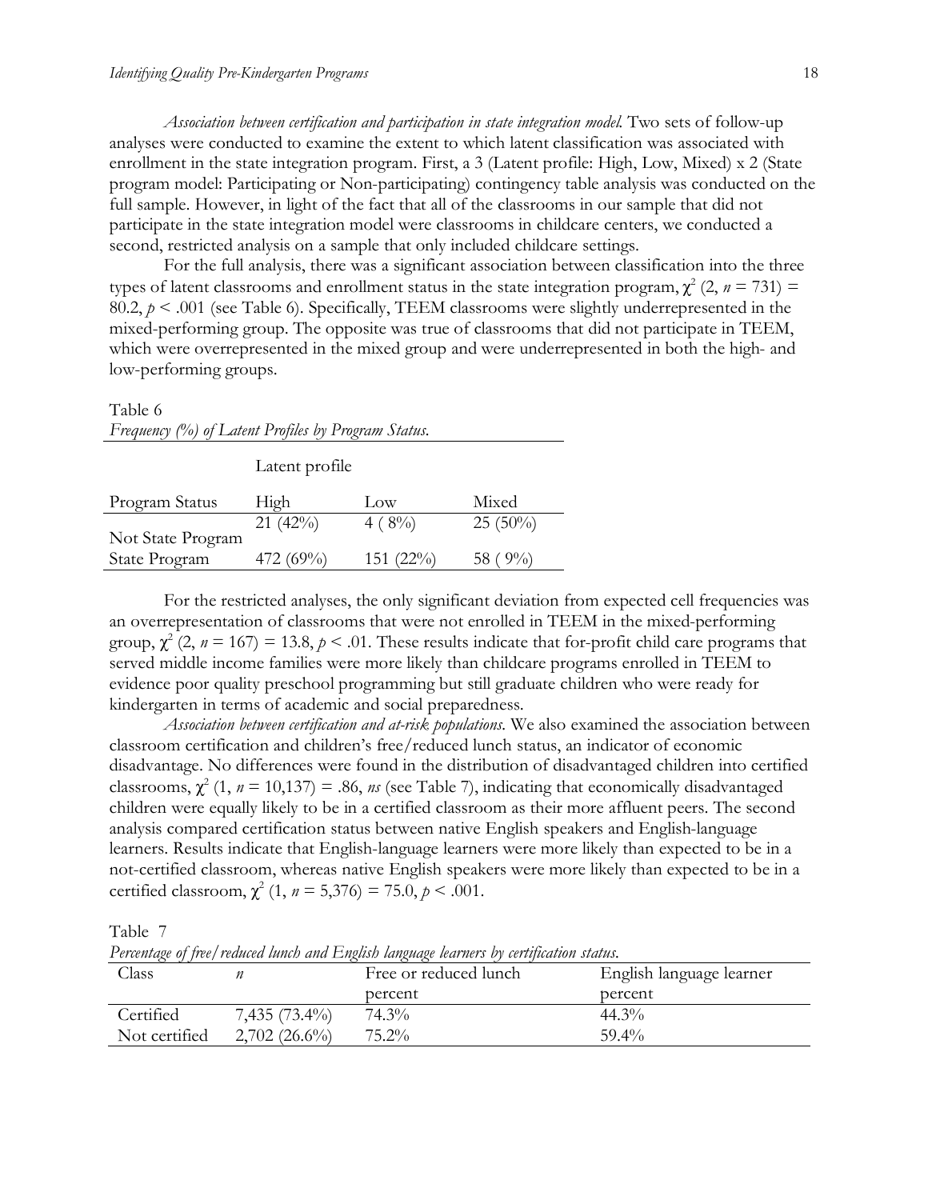*Association between certification and participation in state integration model.* Two sets of follow-up analyses were conducted to examine the extent to which latent classification was associated with enrollment in the state integration program. First, a 3 (Latent profile: High, Low, Mixed) x 2 (State program model: Participating or Non-participating) contingency table analysis was conducted on the full sample. However, in light of the fact that all of the classrooms in our sample that did not participate in the state integration model were classrooms in childcare centers, we conducted a second, restricted analysis on a sample that only included childcare settings.

For the full analysis, there was a significant association between classification into the three types of latent classrooms and enrollment status in the state integration program, $\chi^2$ (2, $n$ = 731) = 80.2, $p < .001$ (see Table 6). Specifically, TEEM classrooms were slightly underrepresented in the mixed-performing group. The opposite was true of classrooms that did not participate in TEEM, which were overrepresented in the mixed group and were underrepresented in both the high- and low-performing groups.

Table 6
*Frequency (%) of Latent Profiles by Program Status.*

| | Latent profile | | |
|---|---|---|---|
| Program Status | High | Low | Mixed |
| Not State Program | 21 (42%) | 4 ( 8%) | 25 (50%) |
| State Program | 472 (69%) | 151 (22%) | 58 ( 9%) |

For the restricted analyses, the only significant deviation from expected cell frequencies was an overrepresentation of classrooms that were not enrolled in TEEM in the mixed-performing group, $\chi^2$ (2, $n$ = 167) = 13.8, $p < .01$. These results indicate that for-profit child care programs that served middle income families were more likely than childcare programs enrolled in TEEM to evidence poor quality preschool programming but still graduate children who were ready for kindergarten in terms of academic and social preparedness.

*Association between certification and at-risk populations.* We also examined the association between classroom certification and children's free/reduced lunch status, an indicator of economic disadvantage. No differences were found in the distribution of disadvantaged children into certified classrooms, $\chi^2$ (1, $n$ = 10,137) = .86, *ns* (see Table 7), indicating that economically disadvantaged children were equally likely to be in a certified classroom as their more affluent peers. The second analysis compared certification status between native English speakers and English-language learners. Results indicate that English-language learners were more likely than expected to be in a not-certified classroom, whereas native English speakers were more likely than expected to be in a certified classroom, $\chi^2$ (1, $n$ = 5,376) = 75.0, $p < .001$.

Table 7
*Percentage of free/reduced lunch and English language learners by certification status.*

| Class | $n$ | Free or reduced lunch percent | English language learner percent |
|---|---|---|---|
| Certified | 7,435 (73.4%) | 74.3% | 44.3% |
| Not certified | 2,702 (26.6%) | 75.2% | 59.4% |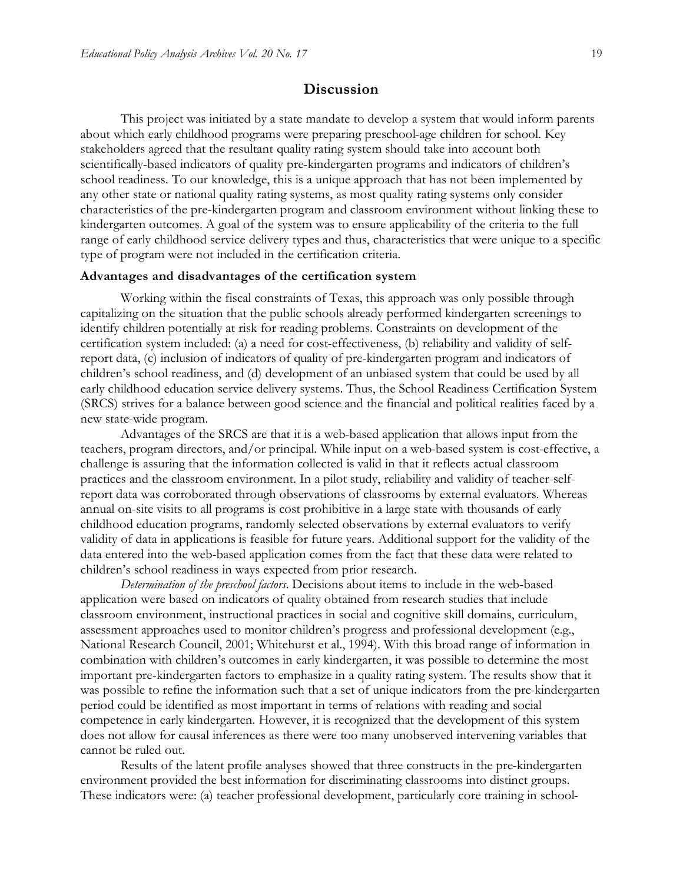## Discussion

This project was initiated by a state mandate to develop a system that would inform parents about which early childhood programs were preparing preschool-age children for school. Key stakeholders agreed that the resultant quality rating system should take into account both scientifically-based indicators of quality pre-kindergarten programs and indicators of children's school readiness. To our knowledge, this is a unique approach that has not been implemented by any other state or national quality rating systems, as most quality rating systems only consider characteristics of the pre-kindergarten program and classroom environment without linking these to kindergarten outcomes. A goal of the system was to ensure applicability of the criteria to the full range of early childhood service delivery types and thus, characteristics that were unique to a specific type of program were not included in the certification criteria.

### Advantages and disadvantages of the certification system

Working within the fiscal constraints of Texas, this approach was only possible through capitalizing on the situation that the public schools already performed kindergarten screenings to identify children potentially at risk for reading problems. Constraints on development of the certification system included: (a) a need for cost-effectiveness, (b) reliability and validity of self-report data, (c) inclusion of indicators of quality of pre-kindergarten program and indicators of children's school readiness, and (d) development of an unbiased system that could be used by all early childhood education service delivery systems. Thus, the School Readiness Certification System (SRCS) strives for a balance between good science and the financial and political realities faced by a new state-wide program.

Advantages of the SRCS are that it is a web-based application that allows input from the teachers, program directors, and/or principal. While input on a web-based system is cost-effective, a challenge is assuring that the information collected is valid in that it reflects actual classroom practices and the classroom environment. In a pilot study, reliability and validity of teacher-self-report data was corroborated through observations of classrooms by external evaluators. Whereas annual on-site visits to all programs is cost prohibitive in a large state with thousands of early childhood education programs, randomly selected observations by external evaluators to verify validity of data in applications is feasible for future years. Additional support for the validity of the data entered into the web-based application comes from the fact that these data were related to children's school readiness in ways expected from prior research.

*Determination of the preschool factors*. Decisions about items to include in the web-based application were based on indicators of quality obtained from research studies that include classroom environment, instructional practices in social and cognitive skill domains, curriculum, assessment approaches used to monitor children's progress and professional development (e.g., National Research Council, 2001; Whitehurst et al., 1994). With this broad range of information in combination with children's outcomes in early kindergarten, it was possible to determine the most important pre-kindergarten factors to emphasize in a quality rating system. The results show that it was possible to refine the information such that a set of unique indicators from the pre-kindergarten period could be identified as most important in terms of relations with reading and social competence in early kindergarten. However, it is recognized that the development of this system does not allow for causal inferences as there were too many unobserved intervening variables that cannot be ruled out.

Results of the latent profile analyses showed that three constructs in the pre-kindergarten environment provided the best information for discriminating classrooms into distinct groups. These indicators were: (a) teacher professional development, particularly core training in school-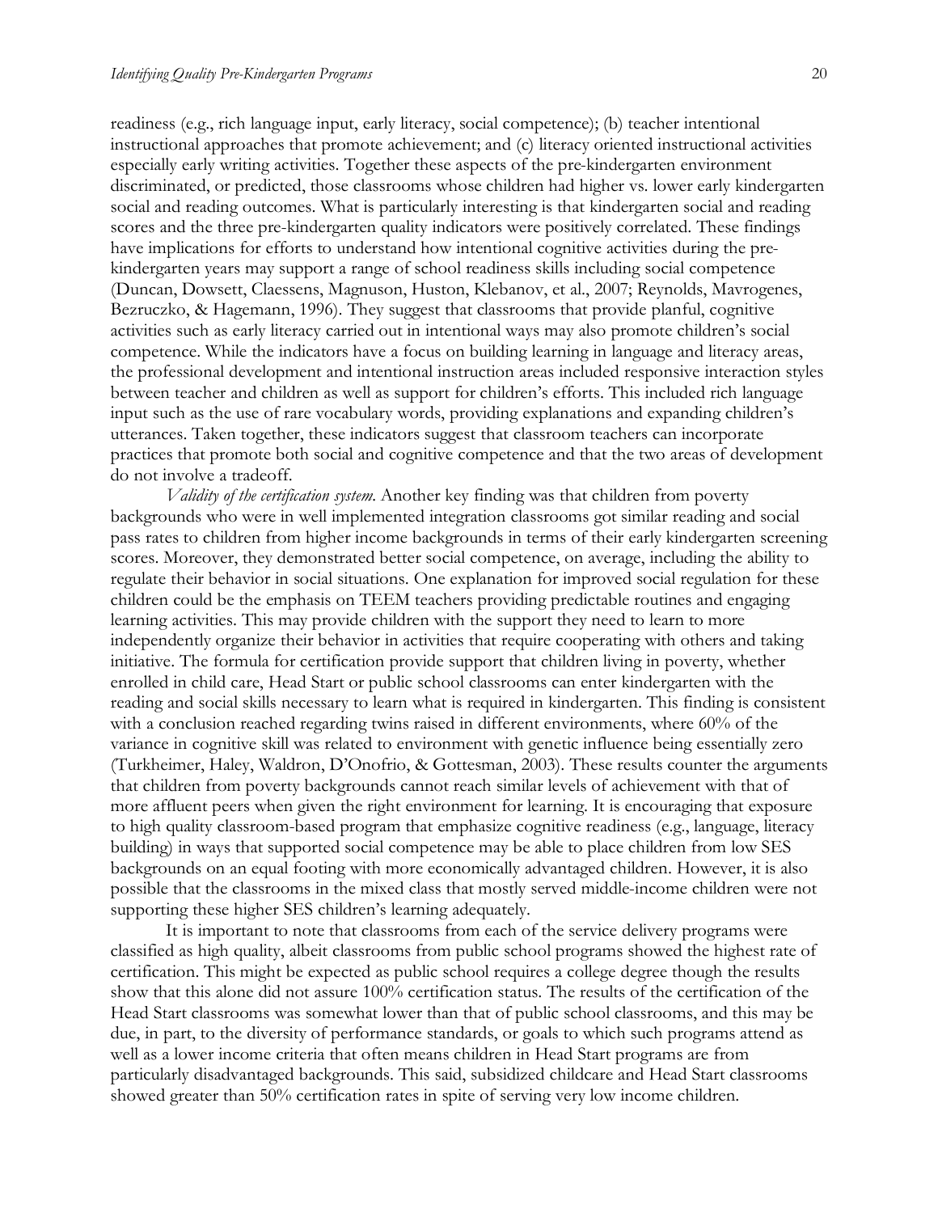readiness (e.g., rich language input, early literacy, social competence); (b) teacher intentional instructional approaches that promote achievement; and (c) literacy oriented instructional activities especially early writing activities. Together these aspects of the pre-kindergarten environment discriminated, or predicted, those classrooms whose children had higher vs. lower early kindergarten social and reading outcomes. What is particularly interesting is that kindergarten social and reading scores and the three pre-kindergarten quality indicators were positively correlated. These findings have implications for efforts to understand how intentional cognitive activities during the pre-kindergarten years may support a range of school readiness skills including social competence (Duncan, Dowsett, Claessens, Magnuson, Huston, Klebanov, et al., 2007; Reynolds, Mavrogenes, Bezruczko, & Hagemann, 1996). They suggest that classrooms that provide planful, cognitive activities such as early literacy carried out in intentional ways may also promote children's social competence. While the indicators have a focus on building learning in language and literacy areas, the professional development and intentional instruction areas included responsive interaction styles between teacher and children as well as support for children's efforts. This included rich language input such as the use of rare vocabulary words, providing explanations and expanding children's utterances. Taken together, these indicators suggest that classroom teachers can incorporate practices that promote both social and cognitive competence and that the two areas of development do not involve a tradeoff.

*Validity of the certification system.* Another key finding was that children from poverty backgrounds who were in well implemented integration classrooms got similar reading and social pass rates to children from higher income backgrounds in terms of their early kindergarten screening scores. Moreover, they demonstrated better social competence, on average, including the ability to regulate their behavior in social situations. One explanation for improved social regulation for these children could be the emphasis on TEEM teachers providing predictable routines and engaging learning activities. This may provide children with the support they need to learn to more independently organize their behavior in activities that require cooperating with others and taking initiative. The formula for certification provide support that children living in poverty, whether enrolled in child care, Head Start or public school classrooms can enter kindergarten with the reading and social skills necessary to learn what is required in kindergarten. This finding is consistent with a conclusion reached regarding twins raised in different environments, where 60% of the variance in cognitive skill was related to environment with genetic influence being essentially zero (Turkheimer, Haley, Waldron, D'Onofrio, & Gottesman, 2003). These results counter the arguments that children from poverty backgrounds cannot reach similar levels of achievement with that of more affluent peers when given the right environment for learning. It is encouraging that exposure to high quality classroom-based program that emphasize cognitive readiness (e.g., language, literacy building) in ways that supported social competence may be able to place children from low SES backgrounds on an equal footing with more economically advantaged children. However, it is also possible that the classrooms in the mixed class that mostly served middle-income children were not supporting these higher SES children's learning adequately.

It is important to note that classrooms from each of the service delivery programs were classified as high quality, albeit classrooms from public school programs showed the highest rate of certification. This might be expected as public school requires a college degree though the results show that this alone did not assure 100% certification status. The results of the certification of the Head Start classrooms was somewhat lower than that of public school classrooms, and this may be due, in part, to the diversity of performance standards, or goals to which such programs attend as well as a lower income criteria that often means children in Head Start programs are from particularly disadvantaged backgrounds. This said, subsidized childcare and Head Start classrooms showed greater than 50% certification rates in spite of serving very low income children.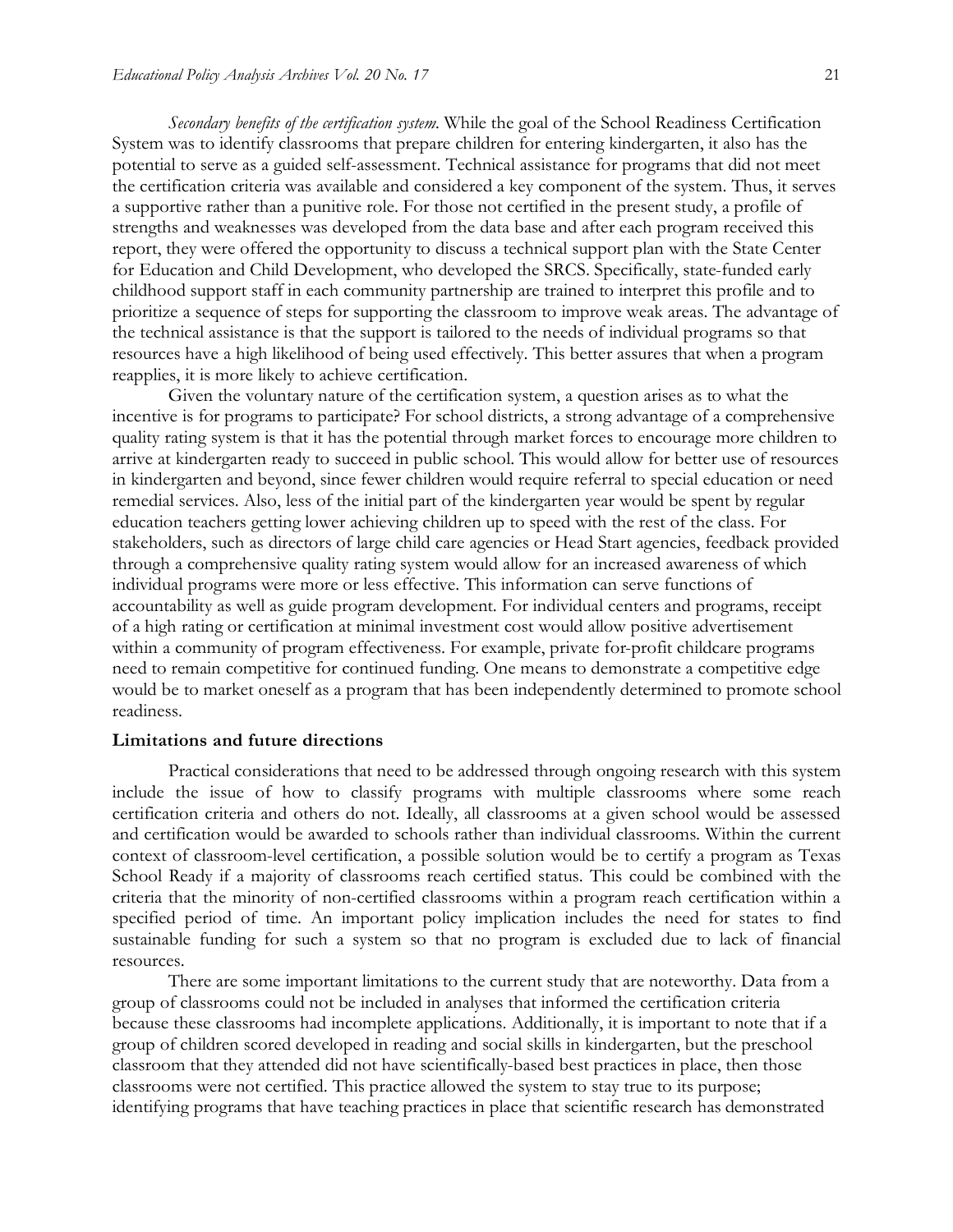*Secondary benefits of the certification system.* While the goal of the School Readiness Certification System was to identify classrooms that prepare children for entering kindergarten, it also has the potential to serve as a guided self-assessment. Technical assistance for programs that did not meet the certification criteria was available and considered a key component of the system. Thus, it serves a supportive rather than a punitive role. For those not certified in the present study, a profile of strengths and weaknesses was developed from the data base and after each program received this report, they were offered the opportunity to discuss a technical support plan with the State Center for Education and Child Development, who developed the SRCS. Specifically, state-funded early childhood support staff in each community partnership are trained to interpret this profile and to prioritize a sequence of steps for supporting the classroom to improve weak areas. The advantage of the technical assistance is that the support is tailored to the needs of individual programs so that resources have a high likelihood of being used effectively. This better assures that when a program reapplies, it is more likely to achieve certification.

Given the voluntary nature of the certification system, a question arises as to what the incentive is for programs to participate? For school districts, a strong advantage of a comprehensive quality rating system is that it has the potential through market forces to encourage more children to arrive at kindergarten ready to succeed in public school. This would allow for better use of resources in kindergarten and beyond, since fewer children would require referral to special education or need remedial services. Also, less of the initial part of the kindergarten year would be spent by regular education teachers getting lower achieving children up to speed with the rest of the class. For stakeholders, such as directors of large child care agencies or Head Start agencies, feedback provided through a comprehensive quality rating system would allow for an increased awareness of which individual programs were more or less effective. This information can serve functions of accountability as well as guide program development. For individual centers and programs, receipt of a high rating or certification at minimal investment cost would allow positive advertisement within a community of program effectiveness. For example, private for-profit childcare programs need to remain competitive for continued funding. One means to demonstrate a competitive edge would be to market oneself as a program that has been independently determined to promote school readiness.

**Limitations and future directions**

Practical considerations that need to be addressed through ongoing research with this system include the issue of how to classify programs with multiple classrooms where some reach certification criteria and others do not. Ideally, all classrooms at a given school would be assessed and certification would be awarded to schools rather than individual classrooms. Within the current context of classroom-level certification, a possible solution would be to certify a program as Texas School Ready if a majority of classrooms reach certified status. This could be combined with the criteria that the minority of non-certified classrooms within a program reach certification within a specified period of time. An important policy implication includes the need for states to find sustainable funding for such a system so that no program is excluded due to lack of financial resources.

There are some important limitations to the current study that are noteworthy. Data from a group of classrooms could not be included in analyses that informed the certification criteria because these classrooms had incomplete applications. Additionally, it is important to note that if a group of children scored developed in reading and social skills in kindergarten, but the preschool classroom that they attended did not have scientifically-based best practices in place, then those classrooms were not certified. This practice allowed the system to stay true to its purpose; identifying programs that have teaching practices in place that scientific research has demonstrated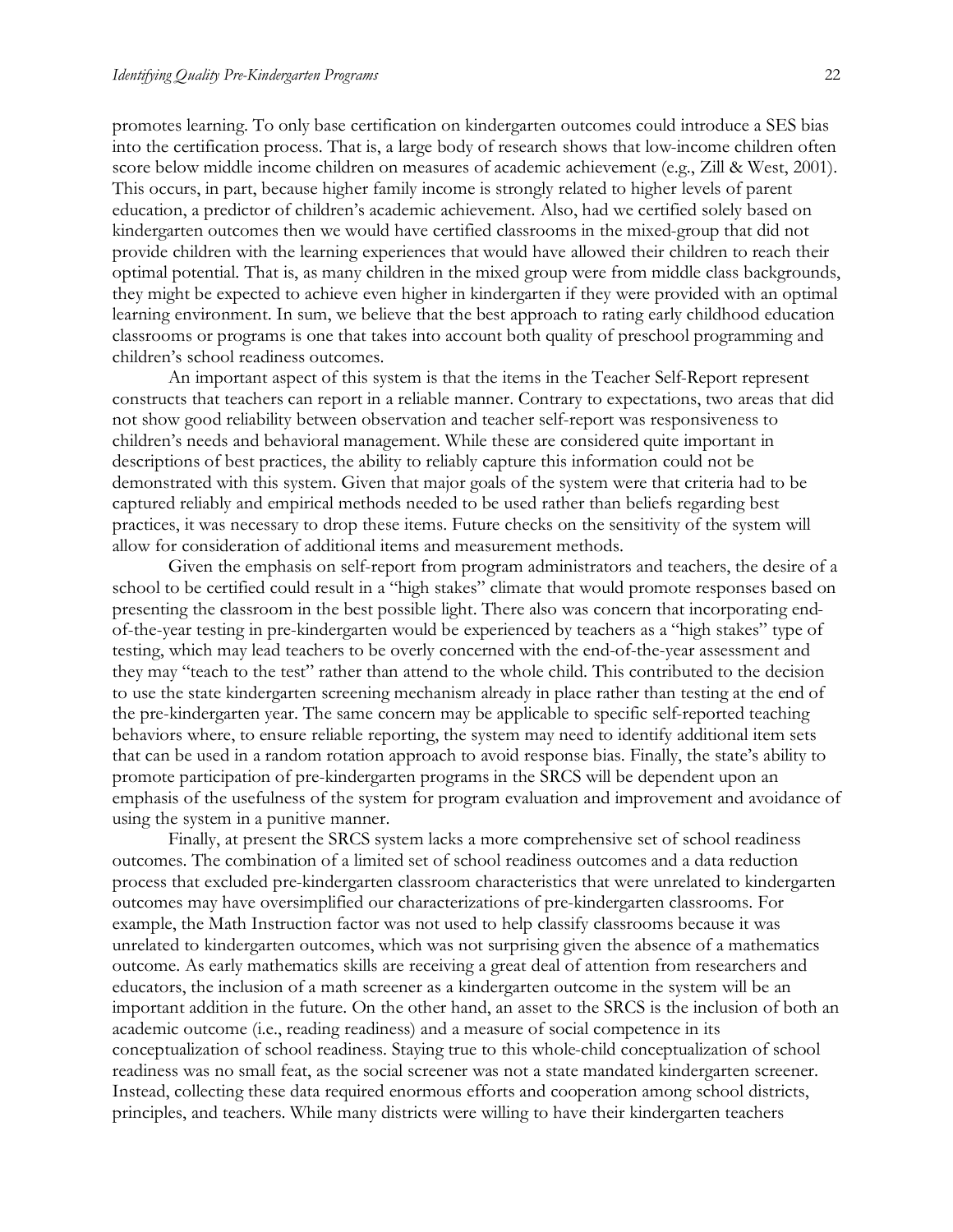promotes learning. To only base certification on kindergarten outcomes could introduce a SES bias into the certification process. That is, a large body of research shows that low-income children often score below middle income children on measures of academic achievement (e.g., Zill & West, 2001). This occurs, in part, because higher family income is strongly related to higher levels of parent education, a predictor of children's academic achievement. Also, had we certified solely based on kindergarten outcomes then we would have certified classrooms in the mixed-group that did not provide children with the learning experiences that would have allowed their children to reach their optimal potential. That is, as many children in the mixed group were from middle class backgrounds, they might be expected to achieve even higher in kindergarten if they were provided with an optimal learning environment. In sum, we believe that the best approach to rating early childhood education classrooms or programs is one that takes into account both quality of preschool programming and children's school readiness outcomes.

An important aspect of this system is that the items in the Teacher Self-Report represent constructs that teachers can report in a reliable manner. Contrary to expectations, two areas that did not show good reliability between observation and teacher self-report was responsiveness to children's needs and behavioral management. While these are considered quite important in descriptions of best practices, the ability to reliably capture this information could not be demonstrated with this system. Given that major goals of the system were that criteria had to be captured reliably and empirical methods needed to be used rather than beliefs regarding best practices, it was necessary to drop these items. Future checks on the sensitivity of the system will allow for consideration of additional items and measurement methods.

Given the emphasis on self-report from program administrators and teachers, the desire of a school to be certified could result in a "high stakes" climate that would promote responses based on presenting the classroom in the best possible light. There also was concern that incorporating end-of-the-year testing in pre-kindergarten would be experienced by teachers as a "high stakes" type of testing, which may lead teachers to be overly concerned with the end-of-the-year assessment and they may "teach to the test" rather than attend to the whole child. This contributed to the decision to use the state kindergarten screening mechanism already in place rather than testing at the end of the pre-kindergarten year. The same concern may be applicable to specific self-reported teaching behaviors where, to ensure reliable reporting, the system may need to identify additional item sets that can be used in a random rotation approach to avoid response bias. Finally, the state's ability to promote participation of pre-kindergarten programs in the SRCS will be dependent upon an emphasis of the usefulness of the system for program evaluation and improvement and avoidance of using the system in a punitive manner.

Finally, at present the SRCS system lacks a more comprehensive set of school readiness outcomes. The combination of a limited set of school readiness outcomes and a data reduction process that excluded pre-kindergarten classroom characteristics that were unrelated to kindergarten outcomes may have oversimplified our characterizations of pre-kindergarten classrooms. For example, the Math Instruction factor was not used to help classify classrooms because it was unrelated to kindergarten outcomes, which was not surprising given the absence of a mathematics outcome. As early mathematics skills are receiving a great deal of attention from researchers and educators, the inclusion of a math screener as a kindergarten outcome in the system will be an important addition in the future. On the other hand, an asset to the SRCS is the inclusion of both an academic outcome (i.e., reading readiness) and a measure of social competence in its conceptualization of school readiness. Staying true to this whole-child conceptualization of school readiness was no small feat, as the social screener was not a state mandated kindergarten screener. Instead, collecting these data required enormous efforts and cooperation among school districts, principles, and teachers. While many districts were willing to have their kindergarten teachers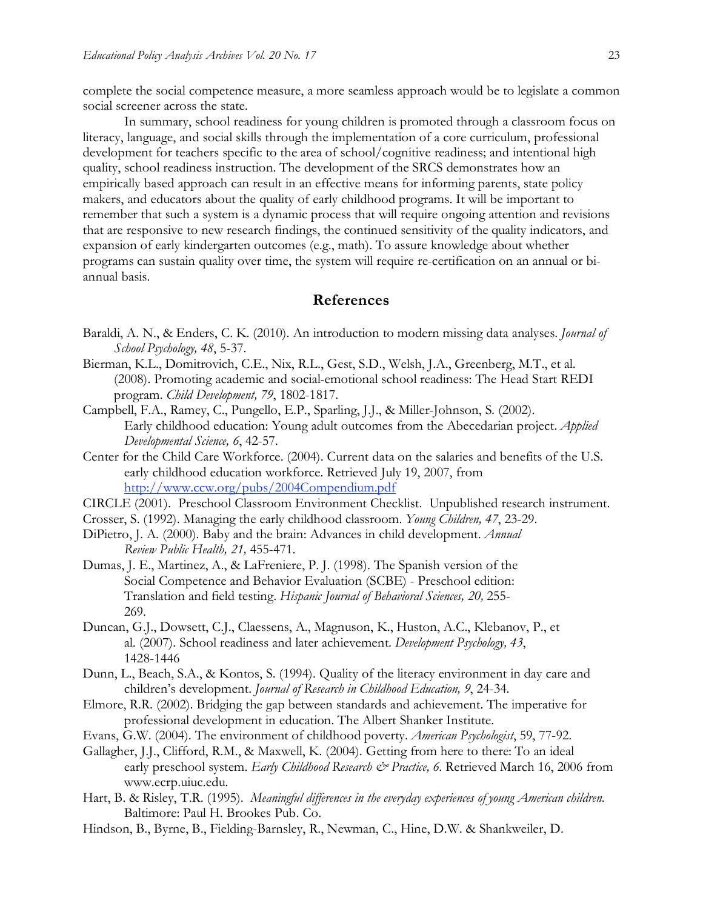complete the social competence measure, a more seamless approach would be to legislate a common social screener across the state.

In summary, school readiness for young children is promoted through a classroom focus on literacy, language, and social skills through the implementation of a core curriculum, professional development for teachers specific to the area of school/cognitive readiness; and intentional high quality, school readiness instruction. The development of the SRCS demonstrates how an empirically based approach can result in an effective means for informing parents, state policy makers, and educators about the quality of early childhood programs. It will be important to remember that such a system is a dynamic process that will require ongoing attention and revisions that are responsive to new research findings, the continued sensitivity of the quality indicators, and expansion of early kindergarten outcomes (e.g., math). To assure knowledge about whether programs can sustain quality over time, the system will require re-certification on an annual or bi-annual basis.

## References

Baraldi, A. N., & Enders, C. K. (2010). An introduction to modern missing data analyses. *Journal of School Psychology, 48*, 5-37.

Bierman, K.L., Domitrovich, C.E., Nix, R.L., Gest, S.D., Welsh, J.A., Greenberg, M.T., et al. (2008). Promoting academic and social-emotional school readiness: The Head Start REDI program. *Child Development, 79*, 1802-1817.

Campbell, F.A., Ramey, C., Pungello, E.P., Sparling, J.J., & Miller-Johnson, S. (2002). Early childhood education: Young adult outcomes from the Abecedarian project. *Applied Developmental Science, 6*, 42-57.

Center for the Child Care Workforce. (2004). Current data on the salaries and benefits of the U.S. early childhood education workforce. Retrieved July 19, 2007, from http://www.ccw.org/pubs/2004Compendium.pdf

CIRCLE (2001). Preschool Classroom Environment Checklist. Unpublished research instrument.

Crosser, S. (1992). Managing the early childhood classroom. *Young Children, 47*, 23-29.

DiPietro, J. A. (2000). Baby and the brain: Advances in child development. *Annual Review Public Health, 21,* 455-471.

Dumas, J. E., Martinez, A., & LaFreniere, P. J. (1998). The Spanish version of the Social Competence and Behavior Evaluation (SCBE) - Preschool edition: Translation and field testing. *Hispanic Journal of Behavioral Sciences, 20,* 255-269.

Duncan, G.J., Dowsett, C.J., Claessens, A., Magnuson, K., Huston, A.C., Klebanov, P., et al. (2007). School readiness and later achievement. *Development Psychology, 43*, 1428-1446

Dunn, L., Beach, S.A., & Kontos, S. (1994). Quality of the literacy environment in day care and children's development. *Journal of Research in Childhood Education, 9*, 24-34.

Elmore, R.R. (2002). Bridging the gap between standards and achievement. The imperative for professional development in education. The Albert Shanker Institute.

Evans, G.W. (2004). The environment of childhood poverty. *American Psychologist*, 59, 77-92.

Gallagher, J.J., Clifford, R.M., & Maxwell, K. (2004). Getting from here to there: To an ideal early preschool system. *Early Childhood Research & Practice, 6*. Retrieved March 16, 2006 from www.ecrp.uiuc.edu.

Hart, B. & Risley, T.R. (1995). *Meaningful differences in the everyday experiences of young American children.* Baltimore: Paul H. Brookes Pub. Co.

Hindson, B., Byrne, B., Fielding-Barnsley, R., Newman, C., Hine, D.W. & Shankweiler, D.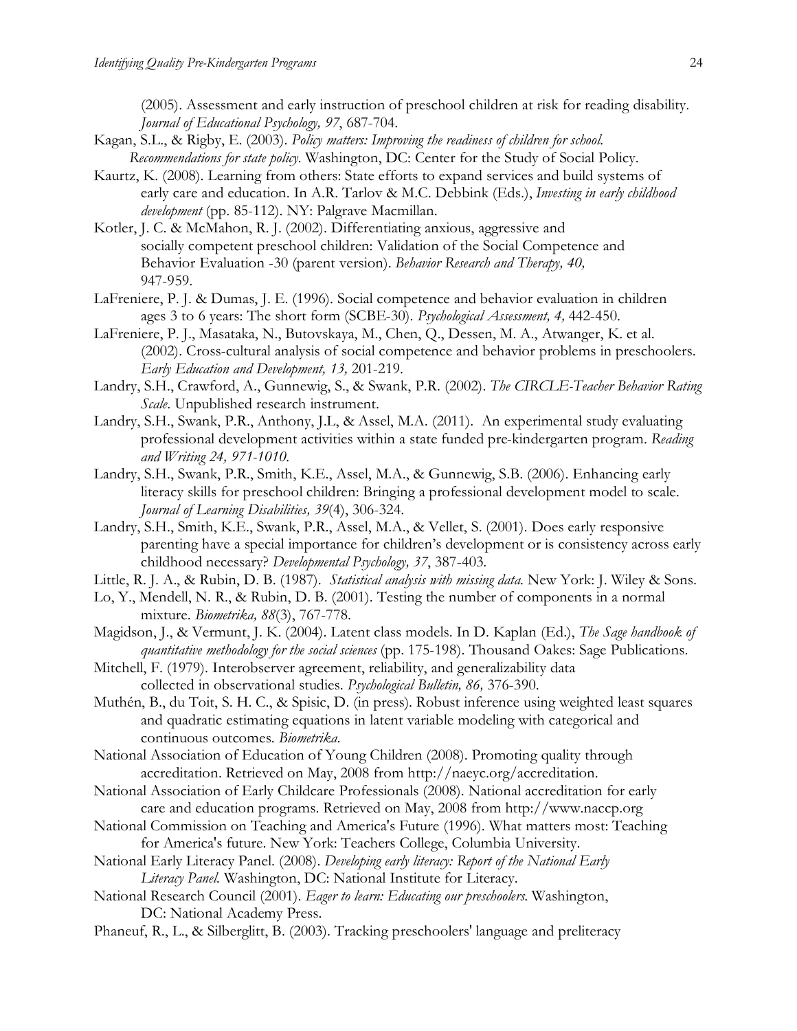(2005). Assessment and early instruction of preschool children at risk for reading disability. *Journal of Educational Psychology, 97*, 687-704.

Kagan, S.L., & Rigby, E. (2003). *Policy matters: Improving the readiness of children for school. Recommendations for state policy.* Washington, DC: Center for the Study of Social Policy.

Kaurtz, K. (2008). Learning from others: State efforts to expand services and build systems of early care and education. In A.R. Tarlov & M.C. Debbink (Eds.), *Investing in early childhood development* (pp. 85-112). NY: Palgrave Macmillan.

Kotler, J. C. & McMahon, R. J. (2002). Differentiating anxious, aggressive and socially competent preschool children: Validation of the Social Competence and Behavior Evaluation -30 (parent version). *Behavior Research and Therapy, 40,* 947-959.

LaFreniere, P. J. & Dumas, J. E. (1996). Social competence and behavior evaluation in children ages 3 to 6 years: The short form (SCBE-30). *Psychological Assessment, 4,* 442-450.

LaFreniere, P. J., Masataka, N., Butovskaya, M., Chen, Q., Dessen, M. A., Atwanger, K. et al. (2002). Cross-cultural analysis of social competence and behavior problems in preschoolers. *Early Education and Development, 13,* 201-219.

Landry, S.H., Crawford, A., Gunnewig, S., & Swank, P.R. (2002). *The CIRCLE-Teacher Behavior Rating Scale*. Unpublished research instrument.

Landry, S.H., Swank, P.R., Anthony, J.L, & Assel, M.A. (2011). An experimental study evaluating professional development activities within a state funded pre-kindergarten program. *Reading and Writing 24, 971-1010.*

Landry, S.H., Swank, P.R., Smith, K.E., Assel, M.A., & Gunnewig, S.B. (2006). Enhancing early literacy skills for preschool children: Bringing a professional development model to scale. *Journal of Learning Disabilities, 39*(4), 306-324.

Landry, S.H., Smith, K.E., Swank, P.R., Assel, M.A., & Vellet, S. (2001). Does early responsive parenting have a special importance for children's development or is consistency across early childhood necessary? *Developmental Psychology, 37*, 387-403.

Little, R. J. A., & Rubin, D. B. (1987). *Statistical analysis with missing data.* New York: J. Wiley & Sons.

Lo, Y., Mendell, N. R., & Rubin, D. B. (2001). Testing the number of components in a normal mixture. *Biometrika, 88*(3), 767-778.

Magidson, J., & Vermunt, J. K. (2004). Latent class models. In D. Kaplan (Ed.), *The Sage handbook of quantitative methodology for the social sciences* (pp. 175-198). Thousand Oakes: Sage Publications.

Mitchell, F. (1979). Interobserver agreement, reliability, and generalizability data collected in observational studies. *Psychological Bulletin, 86,* 376-390.

Muthén, B., du Toit, S. H. C., & Spisic, D. (in press). Robust inference using weighted least squares and quadratic estimating equations in latent variable modeling with categorical and continuous outcomes. *Biometrika.*

National Association of Education of Young Children (2008). Promoting quality through accreditation. Retrieved on May, 2008 from http://naeyc.org/accreditation.

National Association of Early Childcare Professionals (2008). National accreditation for early care and education programs. Retrieved on May, 2008 from http://www.naccp.org

National Commission on Teaching and America's Future (1996). What matters most: Teaching for America's future. New York: Teachers College, Columbia University.

National Early Literacy Panel. (2008). *Developing early literacy: Report of the National Early Literacy Panel.* Washington, DC: National Institute for Literacy.

National Research Council (2001). *Eager to learn: Educating our preschoolers.* Washington, DC: National Academy Press.

Phaneuf, R., L., & Silberglitt, B. (2003). Tracking preschoolers' language and preliteracy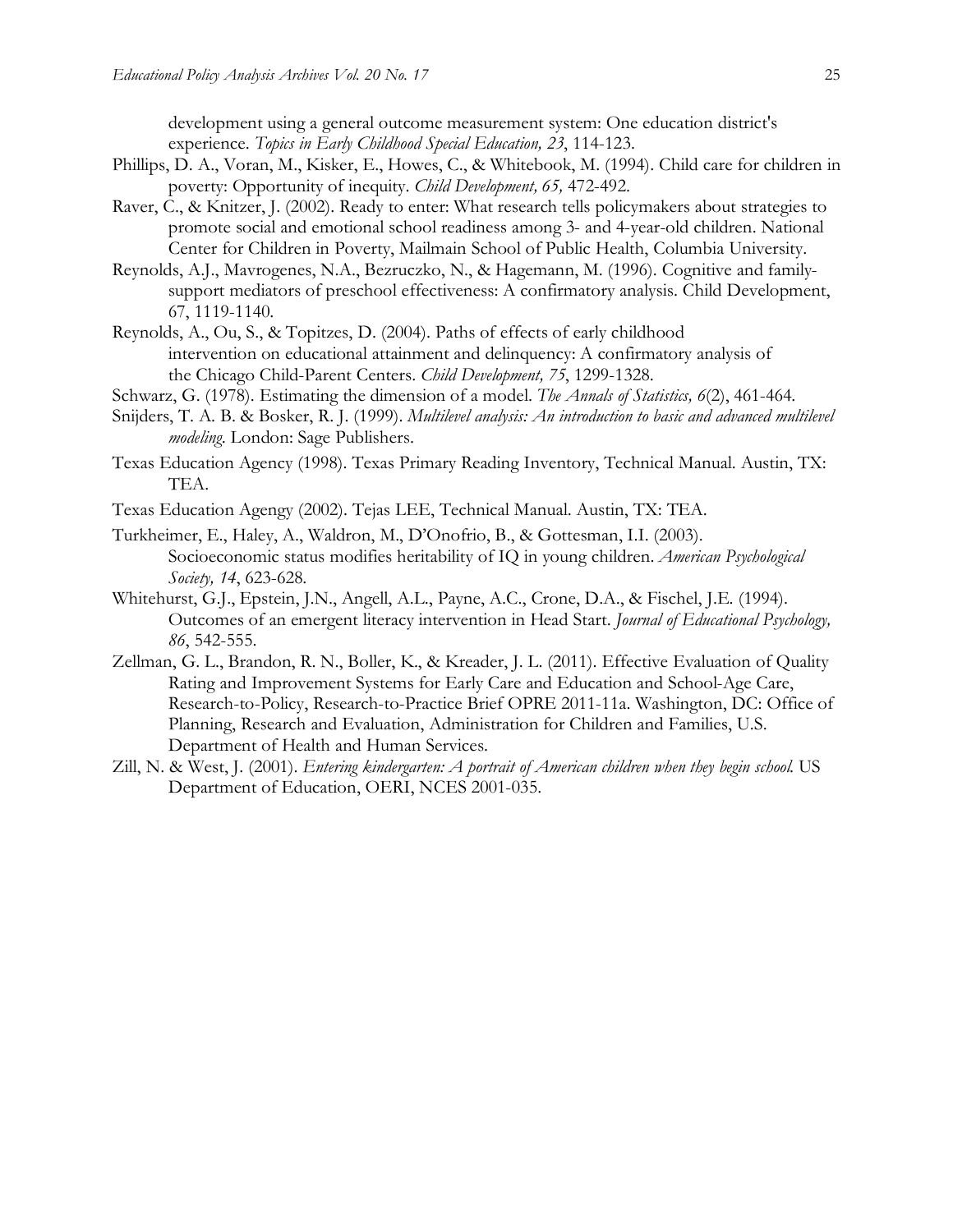development using a general outcome measurement system: One education district's experience. *Topics in Early Childhood Special Education, 23*, 114-123.

Phillips, D. A., Voran, M., Kisker, E., Howes, C., & Whitebook, M. (1994). Child care for children in poverty: Opportunity of inequity. *Child Development, 65,* 472-492.

Raver, C., & Knitzer, J. (2002). Ready to enter: What research tells policymakers about strategies to promote social and emotional school readiness among 3- and 4-year-old children. National Center for Children in Poverty, Mailmain School of Public Health, Columbia University.

Reynolds, A.J., Mavrogenes, N.A., Bezruczko, N., & Hagemann, M. (1996). Cognitive and family-support mediators of preschool effectiveness: A confirmatory analysis. Child Development, 67, 1119-1140.

Reynolds, A., Ou, S., & Topitzes, D. (2004). Paths of effects of early childhood intervention on educational attainment and delinquency: A confirmatory analysis of the Chicago Child-Parent Centers. *Child Development, 75*, 1299-1328.

Schwarz, G. (1978). Estimating the dimension of a model. *The Annals of Statistics, 6*(2), 461-464.

Snijders, T. A. B. & Bosker, R. J. (1999). *Multilevel analysis: An introduction to basic and advanced multilevel modeling*. London: Sage Publishers.

Texas Education Agency (1998). Texas Primary Reading Inventory, Technical Manual. Austin, TX: TEA.

Texas Education Agengy (2002). Tejas LEE, Technical Manual. Austin, TX: TEA.

Turkheimer, E., Haley, A., Waldron, M., D'Onofrio, B., & Gottesman, I.I. (2003). Socioeconomic status modifies heritability of IQ in young children. *American Psychological Society, 14*, 623-628.

Whitehurst, G.J., Epstein, J.N., Angell, A.L., Payne, A.C., Crone, D.A., & Fischel, J.E. (1994). Outcomes of an emergent literacy intervention in Head Start. *Journal of Educational Psychology, 86*, 542-555.

Zellman, G. L., Brandon, R. N., Boller, K., & Kreader, J. L. (2011). Effective Evaluation of Quality Rating and Improvement Systems for Early Care and Education and School-Age Care, Research-to-Policy, Research-to-Practice Brief OPRE 2011-11a. Washington, DC: Office of Planning, Research and Evaluation, Administration for Children and Families, U.S. Department of Health and Human Services.

Zill, N. & West, J. (2001). *Entering kindergarten: A portrait of American children when they begin school.* US Department of Education, OERI, NCES 2001-035.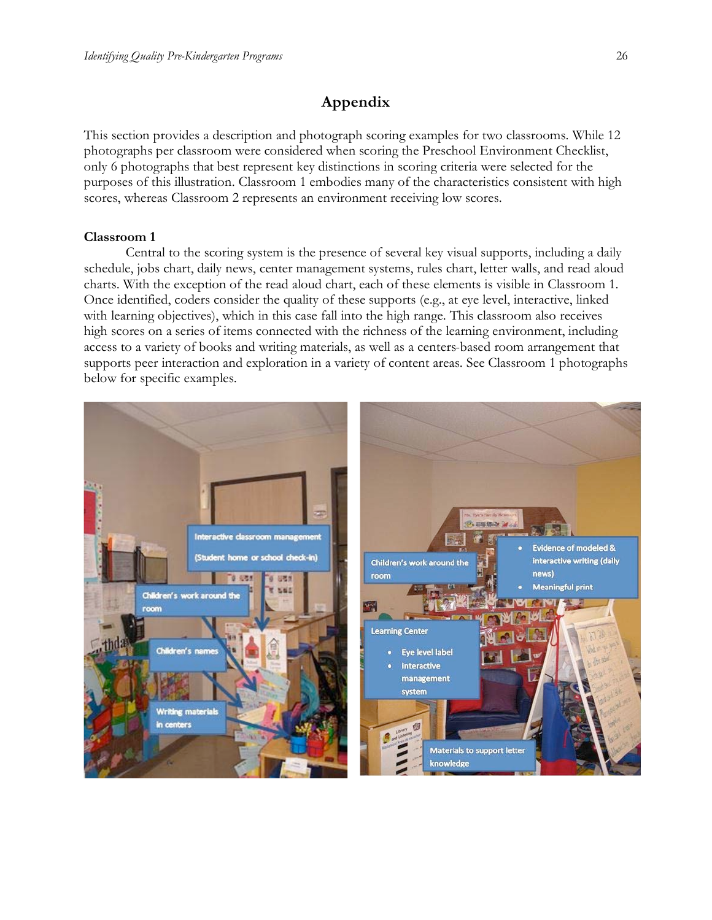# Appendix

This section provides a description and photograph scoring examples for two classrooms. While 12 photographs per classroom were considered when scoring the Preschool Environment Checklist, only 6 photographs that best represent key distinctions in scoring criteria were selected for the purposes of this illustration. Classroom 1 embodies many of the characteristics consistent with high scores, whereas Classroom 2 represents an environment receiving low scores.

**Classroom 1**

Central to the scoring system is the presence of several key visual supports, including a daily schedule, jobs chart, daily news, center management systems, rules chart, letter walls, and read aloud charts. With the exception of the read aloud chart, each of these elements is visible in Classroom 1. Once identified, coders consider the quality of these supports (e.g., at eye level, interactive, linked with learning objectives), which in this case fall into the high range. This classroom also receives high scores on a series of items connected with the richness of the learning environment, including access to a variety of books and writing materials, as well as a centers-based room arrangement that supports peer interaction and exploration in a variety of content areas. See Classroom 1 photographs below for specific examples.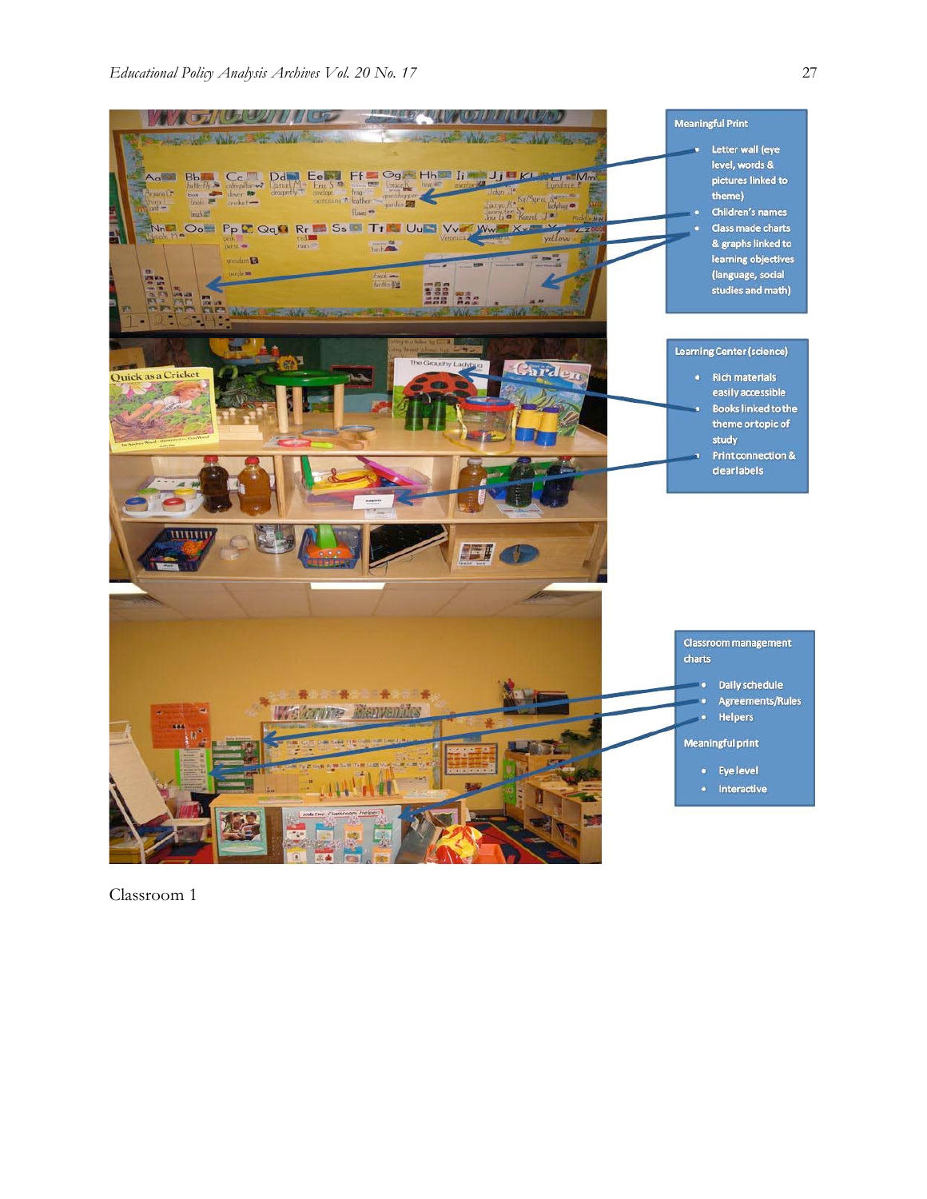Meaningful Print

- Letter wall (eye level, words & pictures linked to theme)
- Children's names
- Class made charts & graphs linked to learning objectives (language, social studies and math)

Learning Center (science)

- Rich materials easily accessible
- Books linked to the theme or topic of study
- Print connection & clear labels

Classroom management charts

- Daily schedule
- Agreements/Rules
- Helpers

Meaningful print

- Eye level
- Interactive

Classroom 1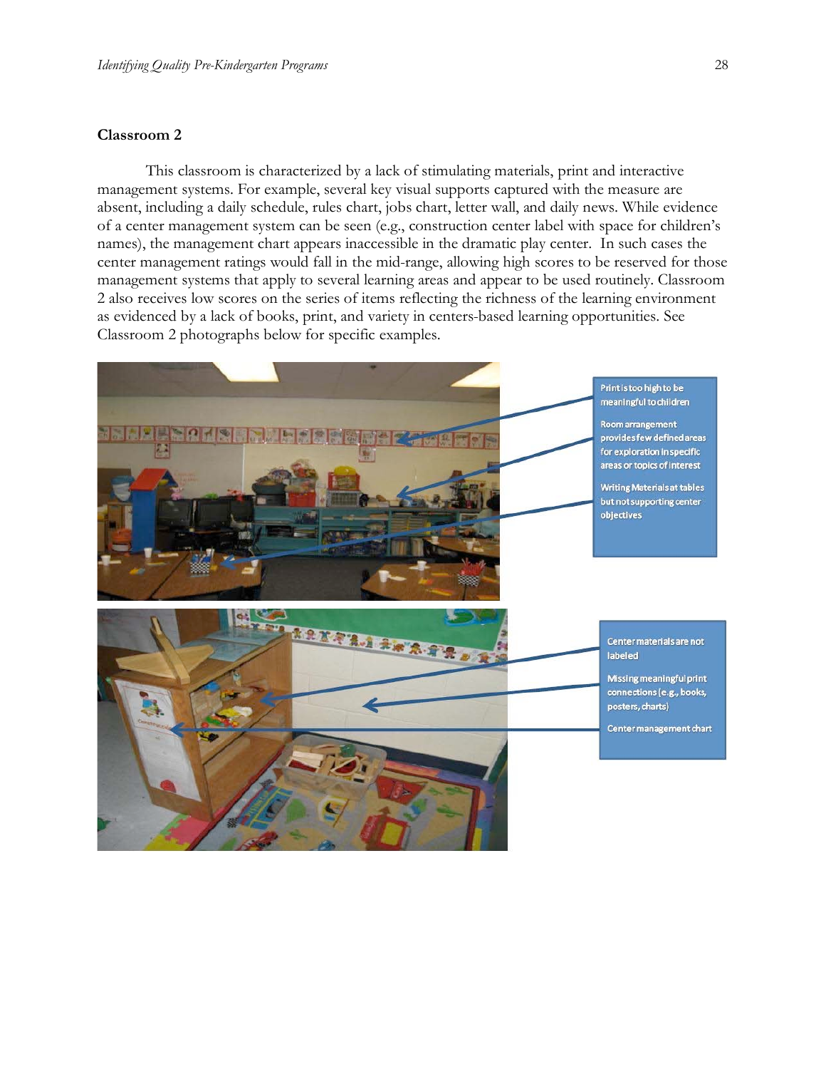## Classroom 2

This classroom is characterized by a lack of stimulating materials, print and interactive management systems. For example, several key visual supports captured with the measure are absent, including a daily schedule, rules chart, jobs chart, letter wall, and daily news. While evidence of a center management system can be seen (e.g., construction center label with space for children's names), the management chart appears inaccessible in the dramatic play center. In such cases the center management ratings would fall in the mid-range, allowing high scores to be reserved for those management systems that apply to several learning areas and appear to be used routinely. Classroom 2 also receives low scores on the series of items reflecting the richness of the learning environment as evidenced by a lack of books, print, and variety in centers-based learning opportunities. See Classroom 2 photographs below for specific examples.

Print is too high to be meaningful to children

Room arrangement provides few defined areas for exploration in specific areas or topics of interest

Writing Materials at tables but not supporting center objectives

Center materials are not labeled

Missing meaningful print connections (e.g., books, posters, charts)

Center management chart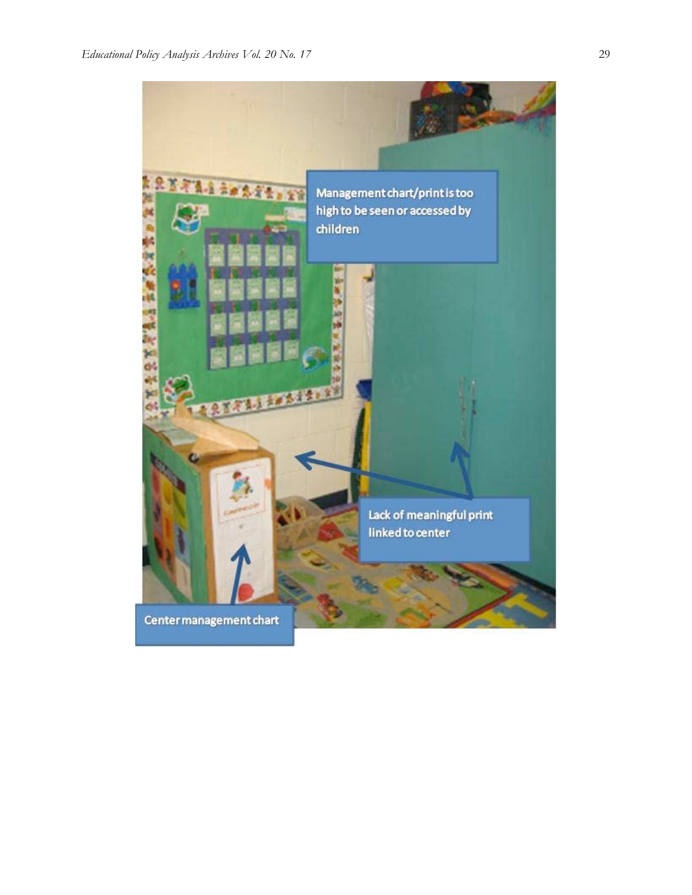Management chart/print is too high to be seen or accessed by children

Lack of meaningful print linked to center

Center management chart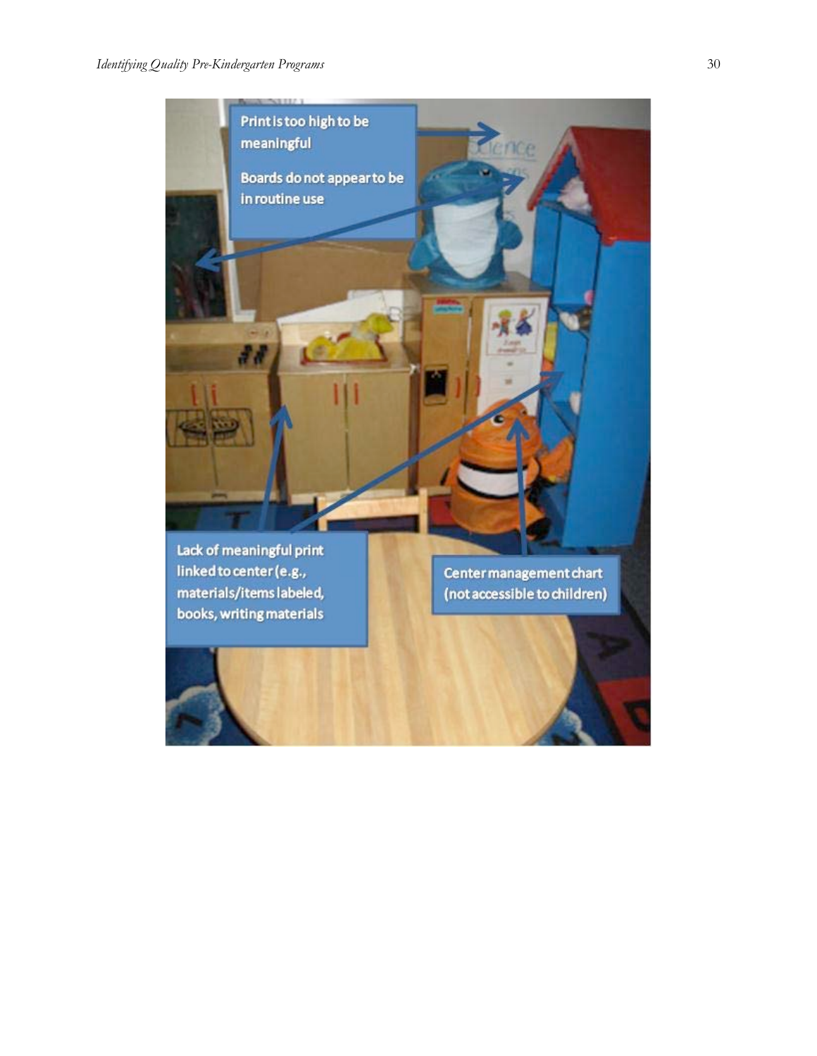Print is too high to be meaningful

Boards do not appear to be in routine use

Lack of meaningful print linked to center (e.g., materials/items labeled, books, writing materials

Center management chart (not accessible to children)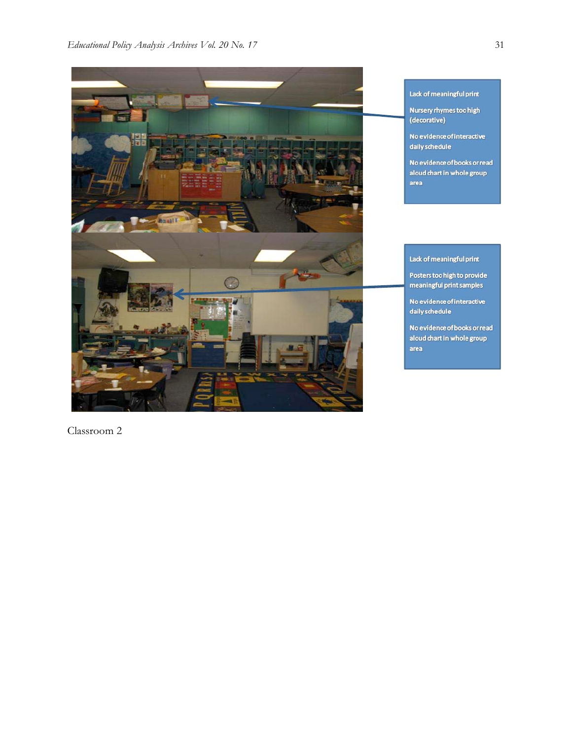Lack of meaningful print

Nursery rhymes too high (decorative)

No evidence of interactive daily schedule

No evidence of books or read aloud chart in whole group area

Lack of meaningful print

Posters too high to provide meaningful print samples

No evidence of interactive daily schedule

No evidence of books or read aloud chart in whole group area

Classroom 2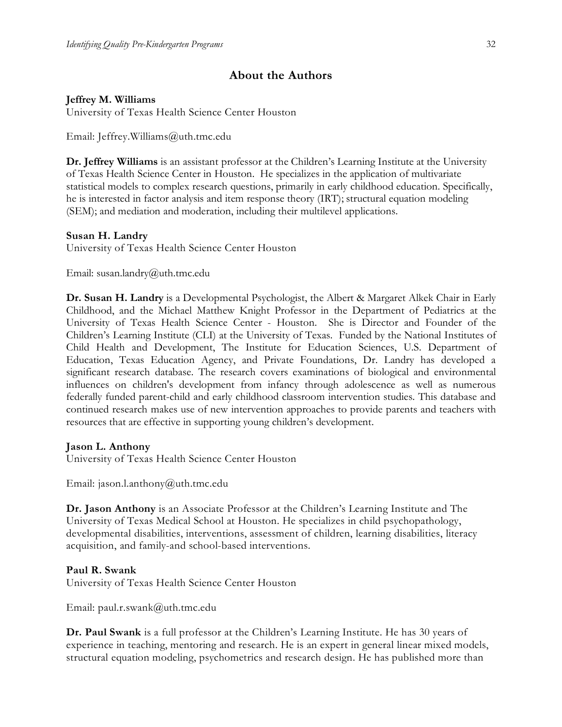## About the Authors

**Jeffrey M. Williams**
University of Texas Health Science Center Houston

Email: Jeffrey.Williams@uth.tmc.edu

**Dr. Jeffrey Williams** is an assistant professor at the Children's Learning Institute at the University of Texas Health Science Center in Houston. He specializes in the application of multivariate statistical models to complex research questions, primarily in early childhood education. Specifically, he is interested in factor analysis and item response theory (IRT); structural equation modeling (SEM); and mediation and moderation, including their multilevel applications.

**Susan H. Landry**
University of Texas Health Science Center Houston

Email: susan.landry@uth.tmc.edu

**Dr. Susan H. Landry** is a Developmental Psychologist, the Albert & Margaret Alkek Chair in Early Childhood, and the Michael Matthew Knight Professor in the Department of Pediatrics at the University of Texas Health Science Center - Houston. She is Director and Founder of the Children's Learning Institute (CLI) at the University of Texas. Funded by the National Institutes of Child Health and Development, The Institute for Education Sciences, U.S. Department of Education, Texas Education Agency, and Private Foundations, Dr. Landry has developed a significant research database. The research covers examinations of biological and environmental influences on children's development from infancy through adolescence as well as numerous federally funded parent-child and early childhood classroom intervention studies. This database and continued research makes use of new intervention approaches to provide parents and teachers with resources that are effective in supporting young children's development.

**Jason L. Anthony**
University of Texas Health Science Center Houston

Email: jason.l.anthony@uth.tmc.edu

**Dr. Jason Anthony** is an Associate Professor at the Children's Learning Institute and The University of Texas Medical School at Houston. He specializes in child psychopathology, developmental disabilities, interventions, assessment of children, learning disabilities, literacy acquisition, and family-and school-based interventions.

**Paul R. Swank**
University of Texas Health Science Center Houston

Email: paul.r.swank@uth.tmc.edu

**Dr. Paul Swank** is a full professor at the Children's Learning Institute. He has 30 years of experience in teaching, mentoring and research. He is an expert in general linear mixed models, structural equation modeling, psychometrics and research design. He has published more than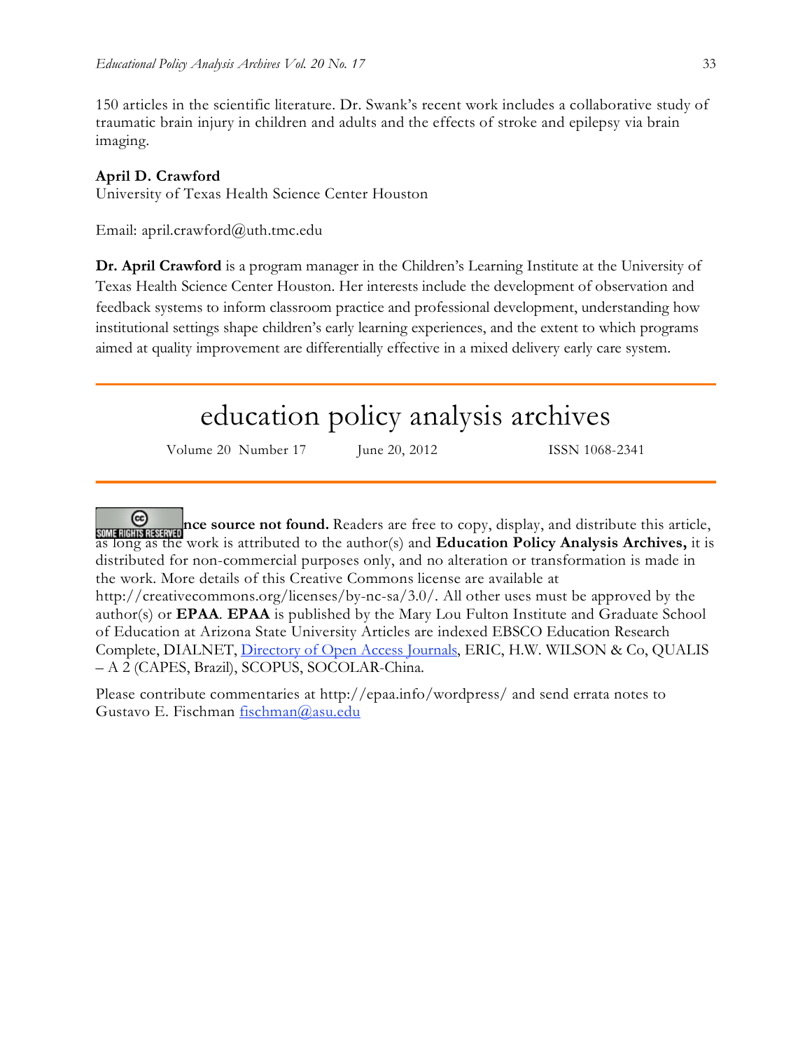150 articles in the scientific literature. Dr. Swank's recent work includes a collaborative study of traumatic brain injury in children and adults and the effects of stroke and epilepsy via brain imaging.

**April D. Crawford**
University of Texas Health Science Center Houston

Email: april.crawford@uth.tmc.edu

**Dr. April Crawford** is a program manager in the Children's Learning Institute at the University of Texas Health Science Center Houston. Her interests include the development of observation and feedback systems to inform classroom practice and professional development, understanding how institutional settings shape children's early learning experiences, and the extent to which programs aimed at quality improvement are differentially effective in a mixed delivery early care system.

---

# education policy analysis archives

Volume 20 Number 17 June 20, 2012 ISSN 1068-2341

---

**nce source not found.** Readers are free to copy, display, and distribute this article, as long as the work is attributed to the author(s) and **Education Policy Analysis Archives,** it is distributed for non-commercial purposes only, and no alteration or transformation is made in the work. More details of this Creative Commons license are available at http://creativecommons.org/licenses/by-nc-sa/3.0/. All other uses must be approved by the author(s) or **EPAA**. **EPAA** is published by the Mary Lou Fulton Institute and Graduate School of Education at Arizona State University Articles are indexed EBSCO Education Research Complete, DIALNET, [Directory of Open Access Journals](), ERIC, H.W. WILSON & Co, QUALIS – A 2 (CAPES, Brazil), SCOPUS, SOCOLAR-China.

Please contribute commentaries at http://epaa.info/wordpress/ and send errata notes to Gustavo E. Fischman [fischman@asu.edu]()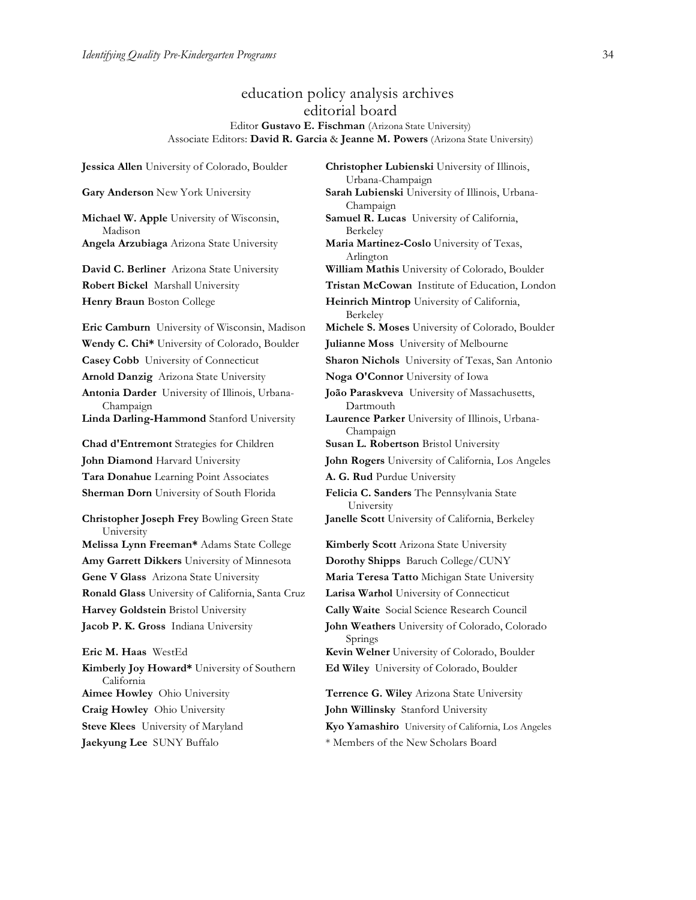# education policy analysis archives
## editorial board

Editor **Gustavo E. Fischman** (Arizona State University)
Associate Editors: **David R. Garcia** & **Jeanne M. Powers** (Arizona State University)

**Jessica Allen** University of Colorado, Boulder
**Gary Anderson** New York University
**Michael W. Apple** University of Wisconsin, Madison
**Angela Arzubiaga** Arizona State University
**David C. Berliner** Arizona State University
**Robert Bickel** Marshall University
**Henry Braun** Boston College
**Eric Camburn** University of Wisconsin, Madison
**Wendy C. Chi*** University of Colorado, Boulder
**Casey Cobb** University of Connecticut
**Arnold Danzig** Arizona State University
**Antonia Darder** University of Illinois, Urbana-Champaign
**Linda Darling-Hammond** Stanford University
**Chad d'Entremont** Strategies for Children
**John Diamond** Harvard University
**Tara Donahue** Learning Point Associates
**Sherman Dorn** University of South Florida
**Christopher Joseph Frey** Bowling Green State University
**Melissa Lynn Freeman*** Adams State College
**Amy Garrett Dikkers** University of Minnesota
**Gene V Glass** Arizona State University
**Ronald Glass** University of California, Santa Cruz
**Harvey Goldstein** Bristol University
**Jacob P. K. Gross** Indiana University
**Eric M. Haas** WestEd
**Kimberly Joy Howard*** University of Southern California
**Aimee Howley** Ohio University
**Craig Howley** Ohio University
**Steve Klees** University of Maryland
**Jaekyung Lee** SUNY Buffalo
**Christopher Lubienski** University of Illinois, Urbana-Champaign
**Sarah Lubienski** University of Illinois, Urbana-Champaign
**Samuel R. Lucas** University of California, Berkeley
**Maria Martinez-Coslo** University of Texas, Arlington
**William Mathis** University of Colorado, Boulder
**Tristan McCowan** Institute of Education, London
**Heinrich Mintrop** University of California, Berkeley
**Michele S. Moses** University of Colorado, Boulder
**Julianne Moss** University of Melbourne
**Sharon Nichols** University of Texas, San Antonio
**Noga O'Connor** University of Iowa
**João Paraskveva** University of Massachusetts, Dartmouth
**Laurence Parker** University of Illinois, Urbana-Champaign
**Susan L. Robertson** Bristol University
**John Rogers** University of California, Los Angeles
**A. G. Rud** Purdue University
**Felicia C. Sanders** The Pennsylvania State University
**Janelle Scott** University of California, Berkeley
**Kimberly Scott** Arizona State University
**Dorothy Shipps** Baruch College/CUNY
**Maria Teresa Tatto** Michigan State University
**Larisa Warhol** University of Connecticut
**Cally Waite** Social Science Research Council
**John Weathers** University of Colorado, Colorado Springs
**Kevin Welner** University of Colorado, Boulder
**Ed Wiley** University of Colorado, Boulder
**Terrence G. Wiley** Arizona State University
**John Willinsky** Stanford University
**Kyo Yamashiro** University of California, Los Angeles

* Members of the New Scholars Board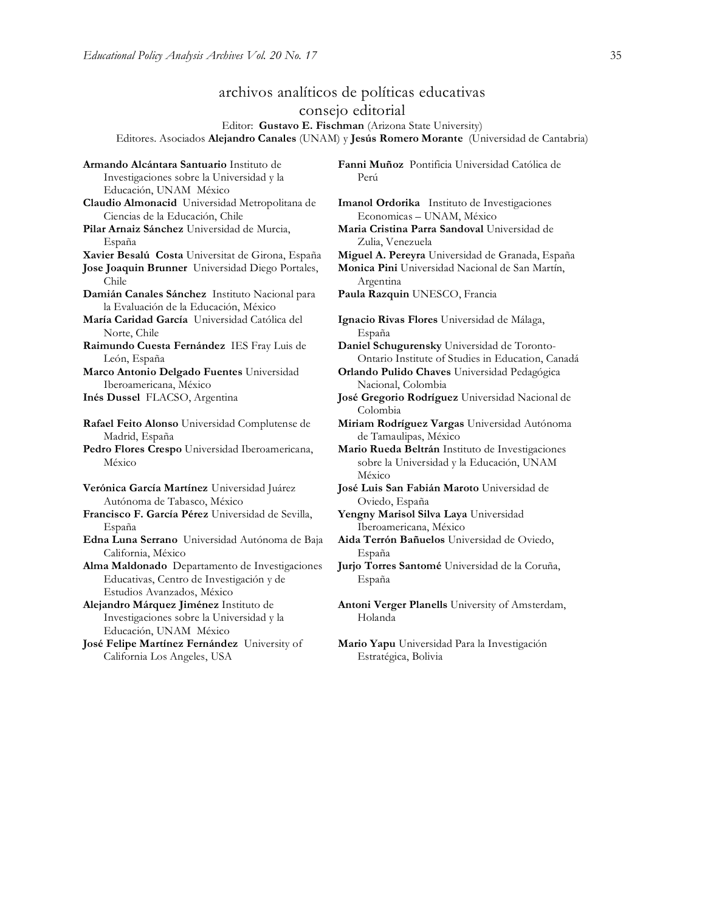# archivos analíticos de políticas educativas
## consejo editorial

Editor: **Gustavo E. Fischman** (Arizona State University)

Editores. Asociados **Alejandro Canales** (UNAM) y **Jesús Romero Morante** (Universidad de Cantabria)

**Armando Alcántara Santuario** Instituto de Investigaciones sobre la Universidad y la Educación, UNAM México

**Claudio Almonacid** Universidad Metropolitana de Ciencias de la Educación, Chile

**Pilar Arnaiz Sánchez** Universidad de Murcia, España

**Xavier Besalú Costa** Universitat de Girona, España

**Jose Joaquin Brunner** Universidad Diego Portales, Chile

**Damián Canales Sánchez** Instituto Nacional para la Evaluación de la Educación, México

**María Caridad García** Universidad Católica del Norte, Chile

**Raimundo Cuesta Fernández** IES Fray Luis de León, España

**Marco Antonio Delgado Fuentes** Universidad Iberoamericana, México

**Inés Dussel** FLACSO, Argentina

**Rafael Feito Alonso** Universidad Complutense de Madrid, España

**Pedro Flores Crespo** Universidad Iberoamericana, México

**Verónica García Martínez** Universidad Juárez Autónoma de Tabasco, México

**Francisco F. García Pérez** Universidad de Sevilla, España

**Edna Luna Serrano** Universidad Autónoma de Baja California, México

**Alma Maldonado** Departamento de Investigaciones Educativas, Centro de Investigación y de Estudios Avanzados, México

**Alejandro Márquez Jiménez** Instituto de Investigaciones sobre la Universidad y la Educación, UNAM México

**José Felipe Martínez Fernández** University of California Los Angeles, USA

**Fanni Muñoz** Pontificia Universidad Católica de Perú

**Imanol Ordorika** Instituto de Investigaciones Economicas – UNAM, México

**Maria Cristina Parra Sandoval** Universidad de Zulia, Venezuela

**Miguel A. Pereyra** Universidad de Granada, España

**Monica Pini** Universidad Nacional de San Martín, Argentina

**Paula Razquin** UNESCO, Francia

**Ignacio Rivas Flores** Universidad de Málaga, España

**Daniel Schugurensky** Universidad de Toronto-Ontario Institute of Studies in Education, Canadá

**Orlando Pulido Chaves** Universidad Pedagógica Nacional, Colombia

**José Gregorio Rodríguez** Universidad Nacional de Colombia

**Miriam Rodríguez Vargas** Universidad Autónoma de Tamaulipas, México

**Mario Rueda Beltrán** Instituto de Investigaciones sobre la Universidad y la Educación, UNAM México

**José Luis San Fabián Maroto** Universidad de Oviedo, España

**Yengny Marisol Silva Laya** Universidad Iberoamericana, México

**Aida Terrón Bañuelos** Universidad de Oviedo, España

**Jurjo Torres Santomé** Universidad de la Coruña, España

**Antoni Verger Planells** University of Amsterdam, Holanda

**Mario Yapu** Universidad Para la Investigación Estratégica, Bolivia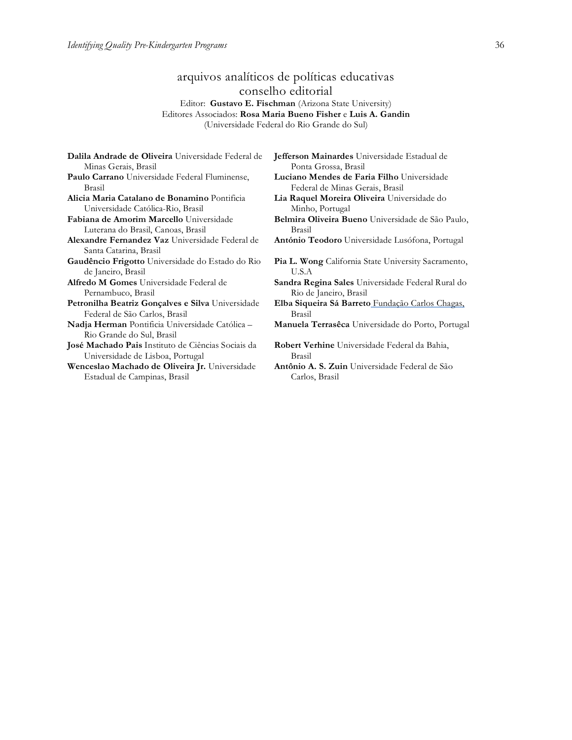# arquivos analíticos de políticas educativas conselho editorial

Editor: **Gustavo E. Fischman** (Arizona State University)
Editores Associados: **Rosa Maria Bueno Fisher** e **Luis A. Gandin**
(Universidade Federal do Rio Grande do Sul)

**Dalila Andrade de Oliveira** Universidade Federal de Minas Gerais, Brasil

**Paulo Carrano** Universidade Federal Fluminense, Brasil

**Alicia Maria Catalano de Bonamino** Pontificia Universidade Católica-Rio, Brasil

**Fabiana de Amorim Marcello** Universidade Luterana do Brasil, Canoas, Brasil

**Alexandre Fernandez Vaz** Universidade Federal de Santa Catarina, Brasil

**Gaudêncio Frigotto** Universidade do Estado do Rio de Janeiro, Brasil

**Alfredo M Gomes** Universidade Federal de Pernambuco, Brasil

**Petronilha Beatriz Gonçalves e Silva** Universidade Federal de São Carlos, Brasil

**Nadja Herman** Pontificia Universidade Católica – Rio Grande do Sul, Brasil

**José Machado Pais** Instituto de Ciências Sociais da Universidade de Lisboa, Portugal

**Wenceslao Machado de Oliveira Jr.** Universidade Estadual de Campinas, Brasil

**Jefferson Mainardes** Universidade Estadual de Ponta Grossa, Brasil

**Luciano Mendes de Faria Filho** Universidade Federal de Minas Gerais, Brasil

**Lia Raquel Moreira Oliveira** Universidade do Minho, Portugal

**Belmira Oliveira Bueno** Universidade de São Paulo, Brasil

**António Teodoro** Universidade Lusófona, Portugal

**Pia L. Wong** California State University Sacramento, U.S.A

**Sandra Regina Sales** Universidade Federal Rural do Rio de Janeiro, Brasil

**Elba Siqueira Sá Barreto** Fundação Carlos Chagas, Brasil

**Manuela Terrasêca** Universidade do Porto, Portugal

**Robert Verhine** Universidade Federal da Bahia, Brasil

**Antônio A. S. Zuin** Universidade Federal de São Carlos, Brasil